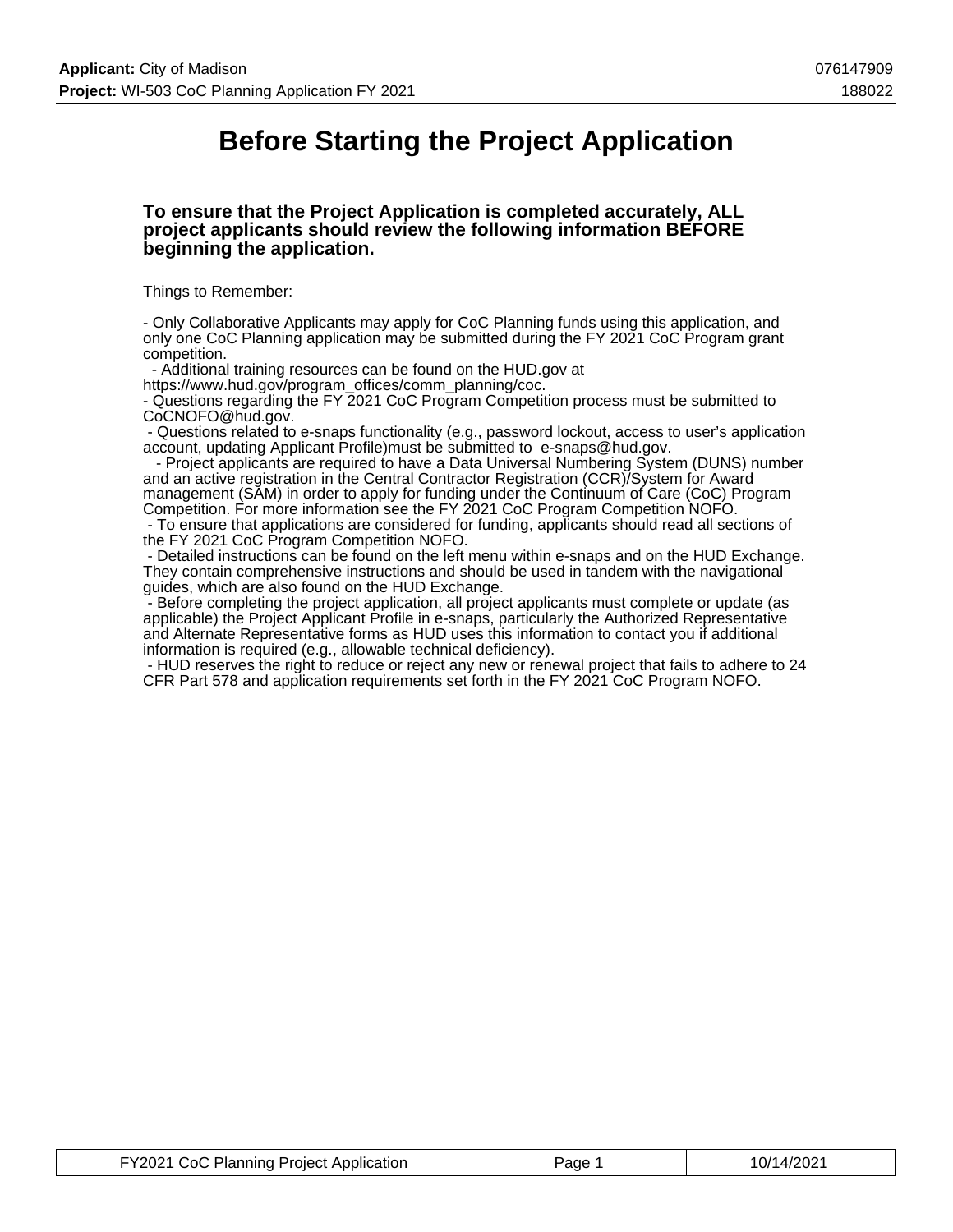# Before Starting the Project Application

**To ensure that the Project Application is completed accurately, ALL project applicants should review the following information BEFORE beginning the application.**

Things to Remember:

- Only Collaborative Applicants may apply for CoC Planning funds using this application, and only one CoC Planning application may be submitted during the FY 2021 CoC Program grant competition.
- Additional training resources can be found on the HUD.gov at https://www.hud.gov/program_offices/comm_planning/coc.
- Questions regarding the FY 2021 CoC Program Competition process must be submitted to CoCNOFO@hud.gov.
- Questions related to e-snaps functionality (e.g., password lockout, access to user's application account, updating Applicant Profile)must be submitted to e-snaps@hud.gov.
- Project applicants are required to have a Data Universal Numbering System (DUNS) number and an active registration in the Central Contractor Registration (CCR)/System for Award management (SAM) in order to apply for funding under the Continuum of Care (CoC) Program Competition. For more information see the FY 2021 CoC Program Competition NOFO.
- To ensure that applications are considered for funding, applicants should read all sections of the FY 2021 CoC Program Competition NOFO.
- Detailed instructions can be found on the left menu within e-snaps and on the HUD Exchange. They contain comprehensive instructions and should be used in tandem with the navigational guides, which are also found on the HUD Exchange.
- Before completing the project application, all project applicants must complete or update (as applicable) the Project Applicant Profile in e-snaps, particularly the Authorized Representative and Alternate Representative forms as HUD uses this information to contact you if additional information is required (e.g., allowable technical deficiency).
- HUD reserves the right to reduce or reject any new or renewal project that fails to adhere to 24 CFR Part 578 and application requirements set forth in the FY 2021 CoC Program NOFO.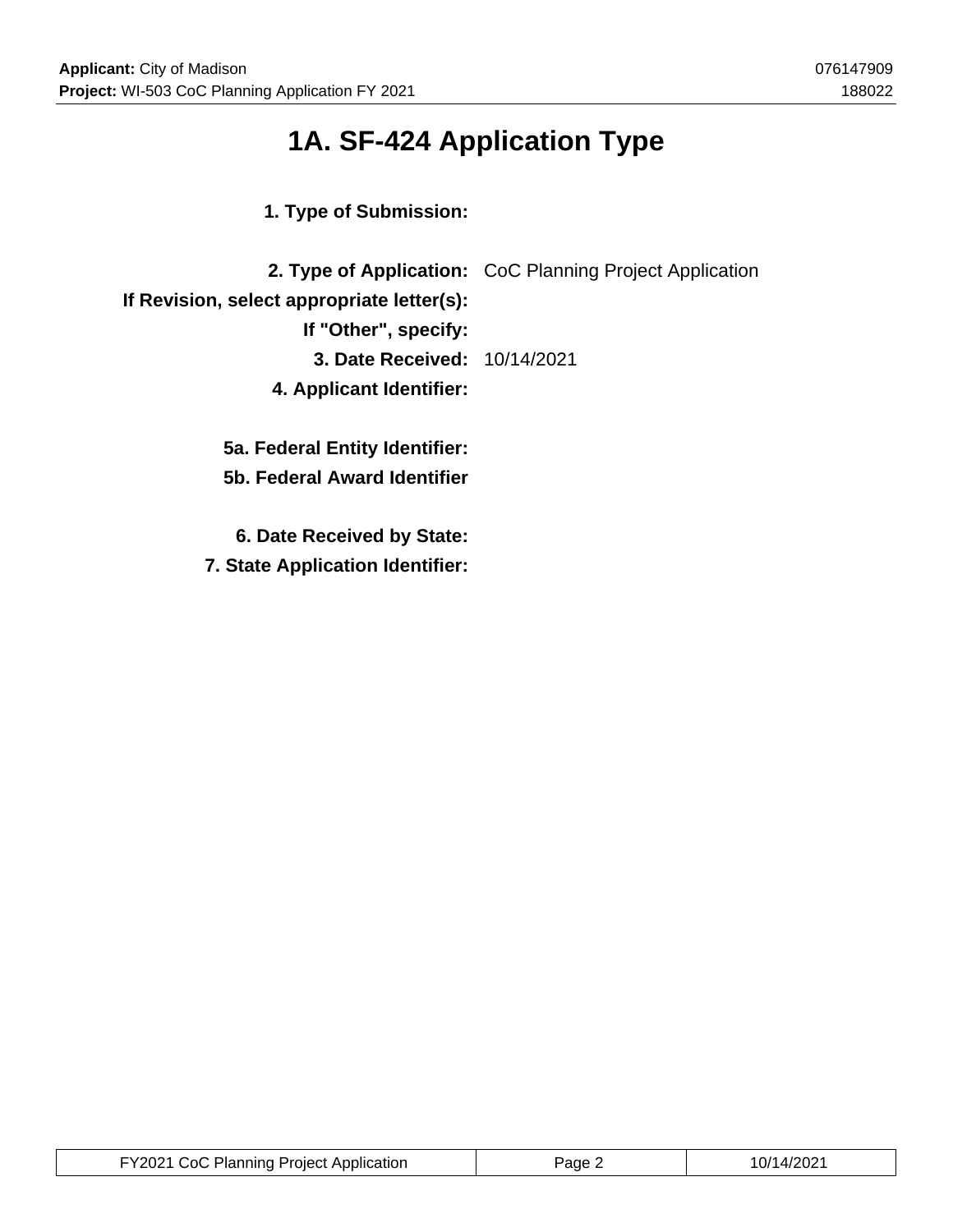# 1A. SF-424 Application Type

| | |
|---|---|
| **1. Type of Submission:** | |
| **2. Type of Application:** | CoC Planning Project Application |
| **If Revision, select appropriate letter(s):** | |
| **If "Other", specify:** | |
| **3. Date Received:** | 10/14/2021 |
| **4. Applicant Identifier:** | |
| **5a. Federal Entity Identifier:** | |
| **5b. Federal Award Identifier** | |
| **6. Date Received by State:** | |
| **7. State Application Identifier:** | |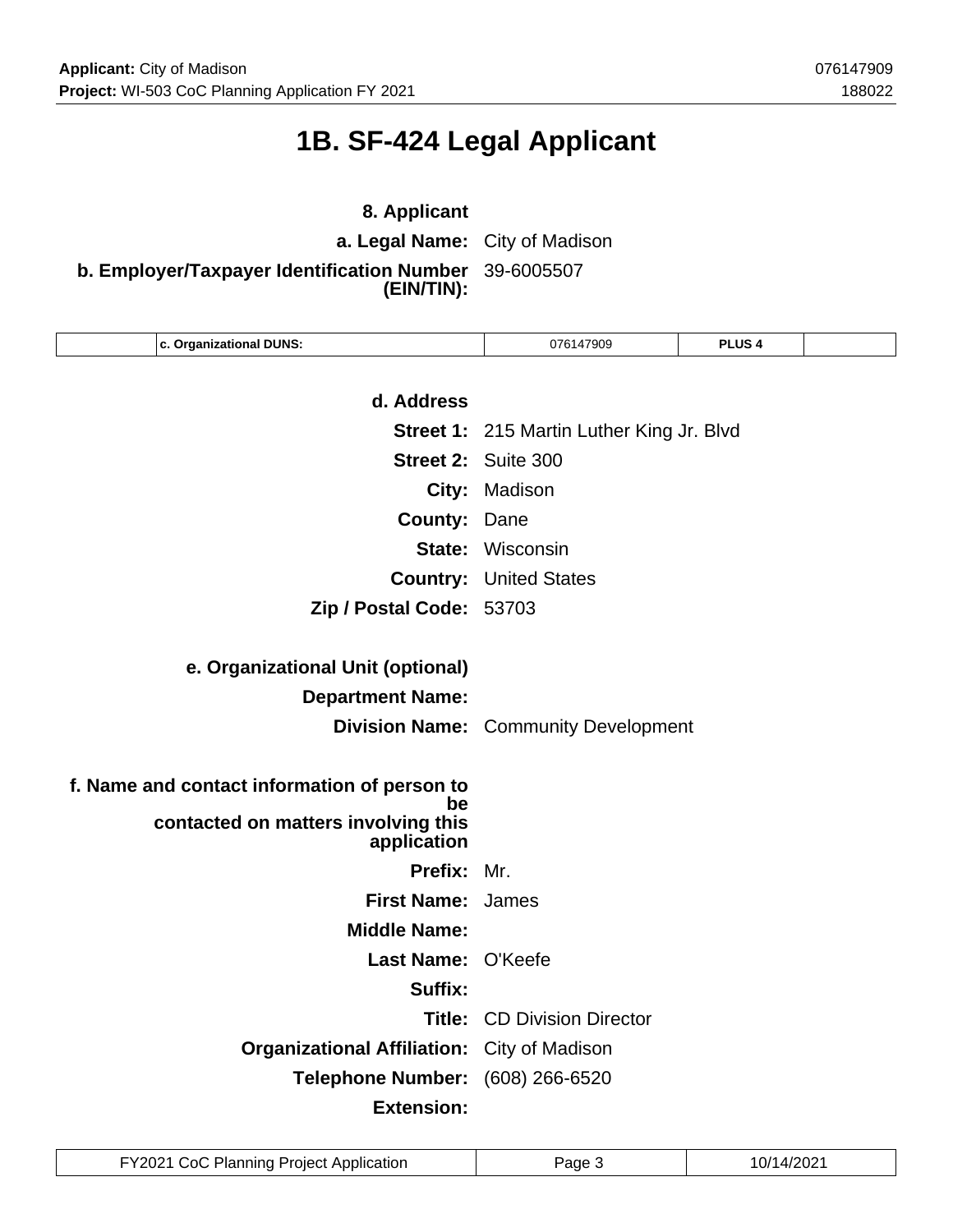# 1B. SF-424 Legal Applicant

**8. Applicant**

**a. Legal Name:** City of Madison

**b. Employer/Taxpayer Identification Number (EIN/TIN):** 39-6005507

| | c. Organizational DUNS: | 076147909 | PLUS 4 | |
|---|---|---|---|---|

**d. Address**

**Street 1:** 215 Martin Luther King Jr. Blvd

**Street 2:** Suite 300

**City:** Madison

**County:** Dane

**State:** Wisconsin

**Country:** United States

**Zip / Postal Code:** 53703

**e. Organizational Unit (optional)**

**Department Name:**

**Division Name:** Community Development

**f. Name and contact information of person to be contacted on matters involving this application**

**Prefix:** Mr.

**First Name:** James

**Middle Name:**

**Last Name:** O'Keefe

**Suffix:**

**Title:** CD Division Director

**Organizational Affiliation:** City of Madison

**Telephone Number:** (608) 266-6520

**Extension:**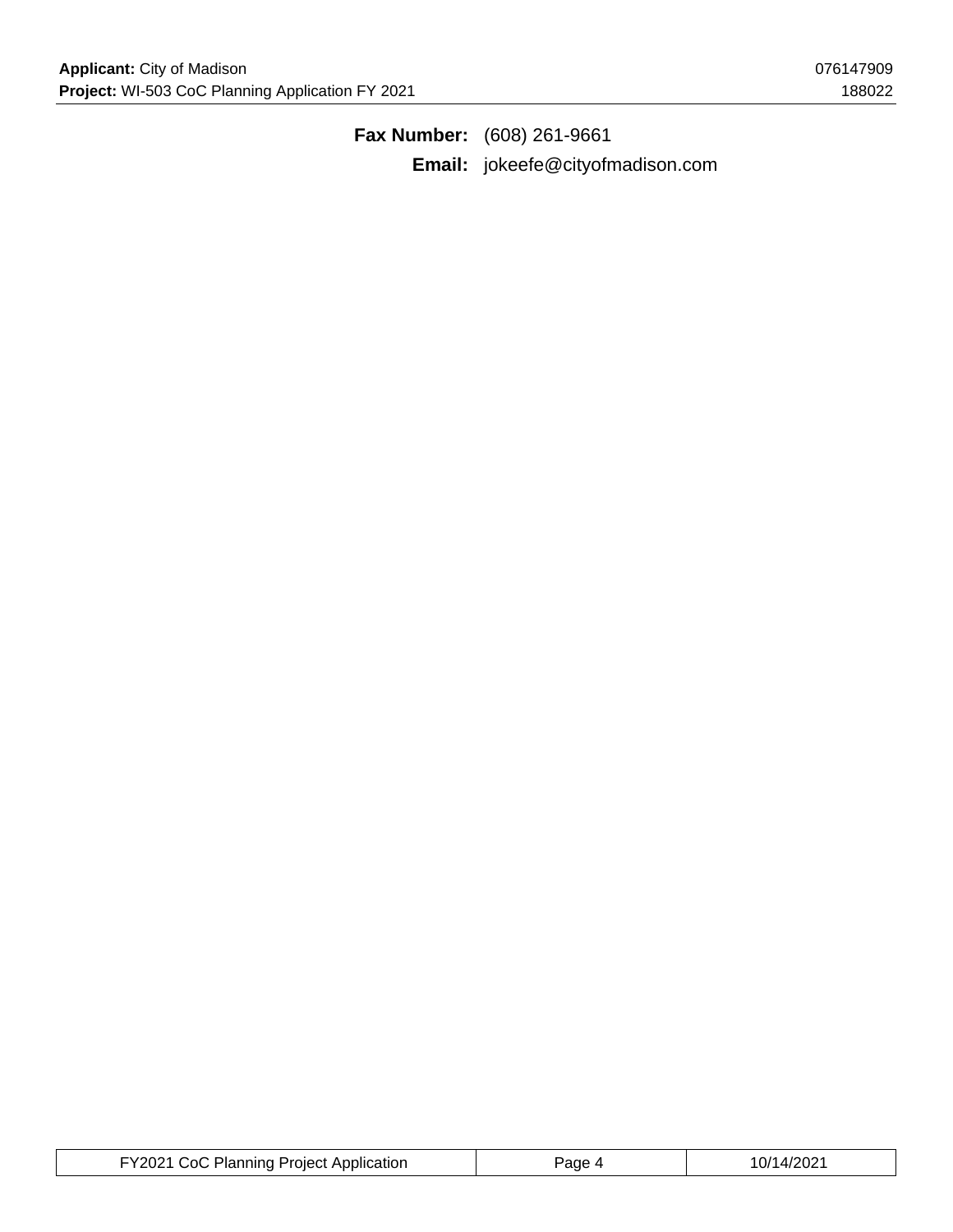**Fax Number:** (608) 261-9661

**Email:** jokeefe@cityofmadison.com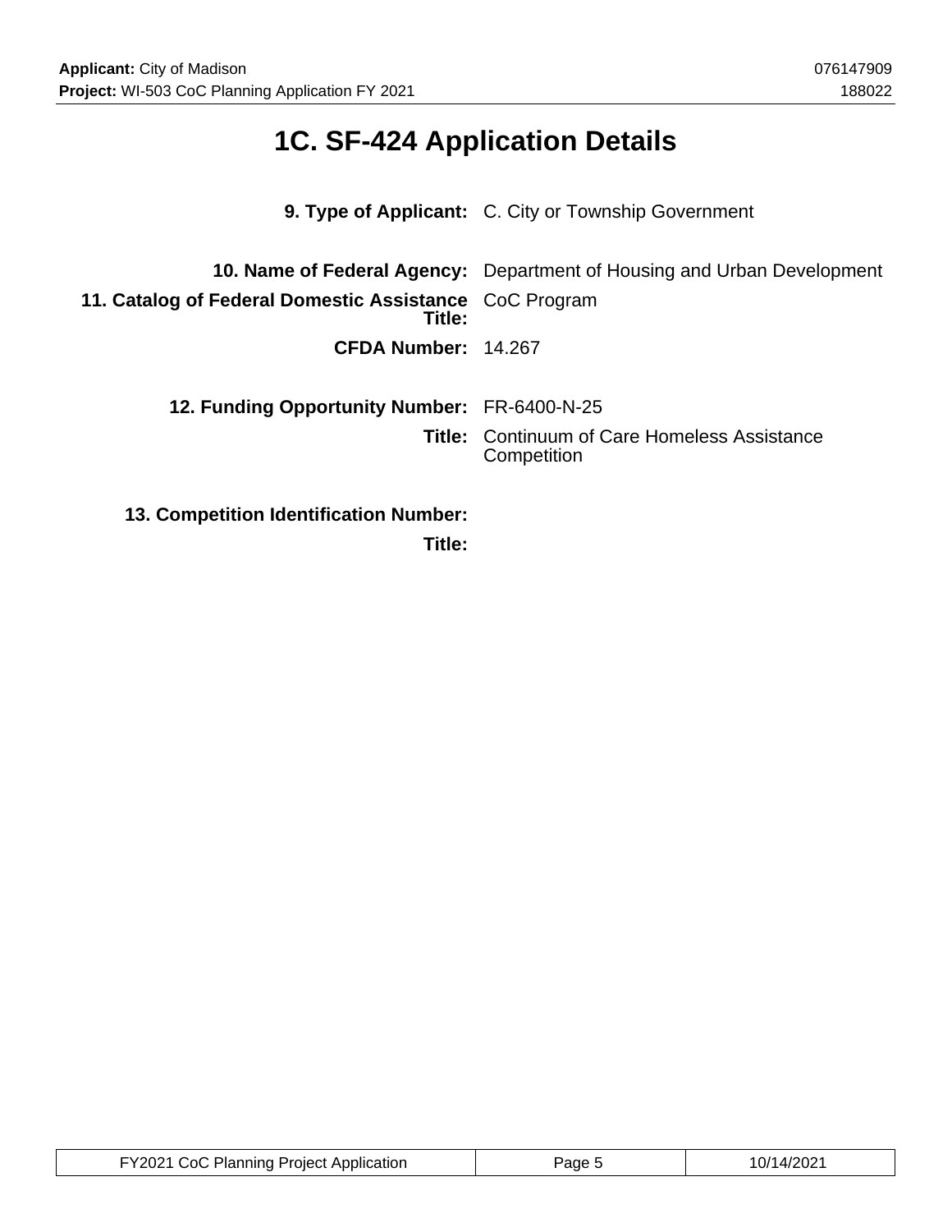# 1C. SF-424 Application Details

**9. Type of Applicant:** C. City or Township Government

**10. Name of Federal Agency:** Department of Housing and Urban Development

**11. Catalog of Federal Domestic Assistance Title:** CoC Program

**CFDA Number:** 14.267

**12. Funding Opportunity Number:** FR-6400-N-25

**Title:** Continuum of Care Homeless Assistance Competition

**13. Competition Identification Number:**

**Title:**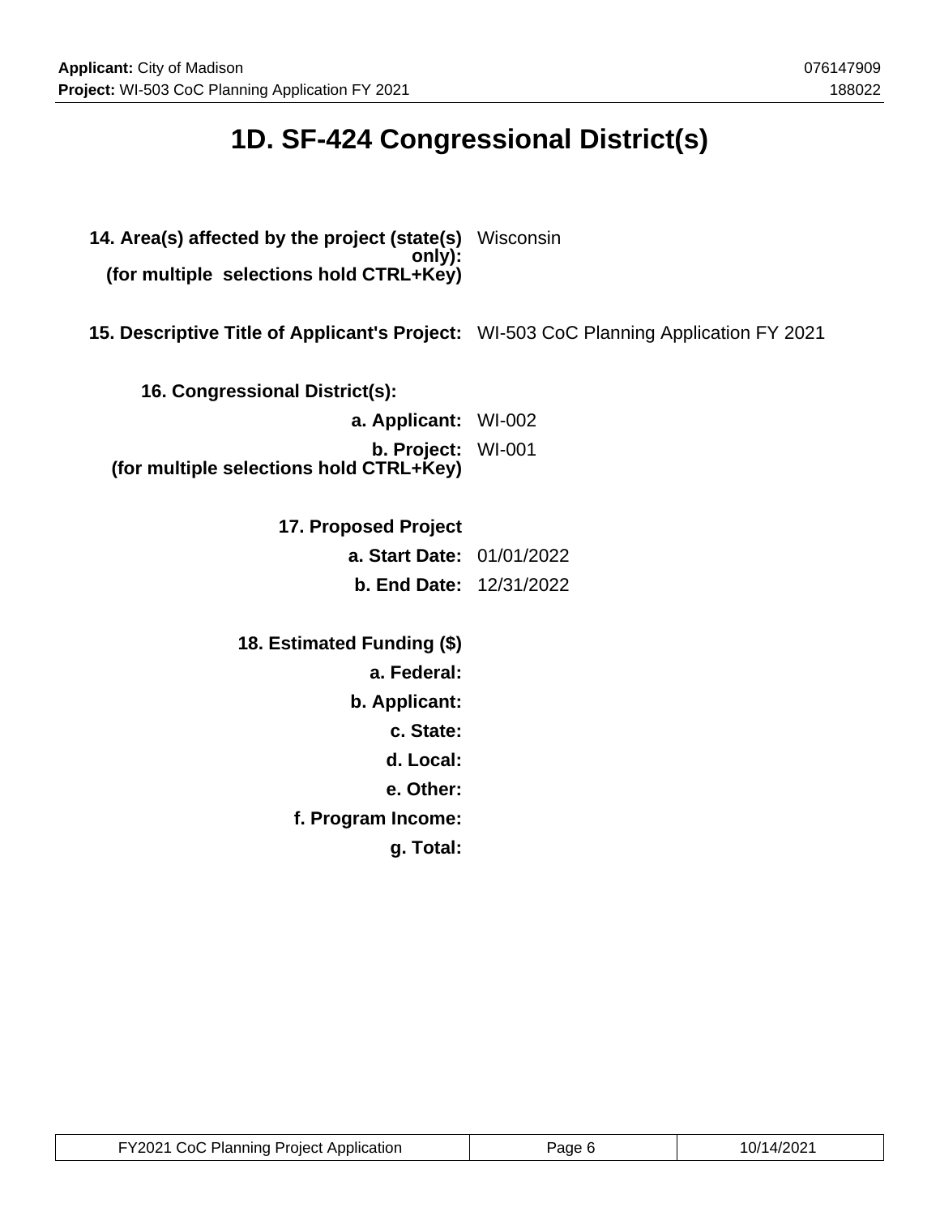# 1D. SF-424 Congressional District(s)

**14. Area(s) affected by the project (state(s) only):**
**(for multiple selections hold CTRL+Key)** Wisconsin

**15. Descriptive Title of Applicant's Project:** WI-503 CoC Planning Application FY 2021

**16. Congressional District(s):**

**a. Applicant:** WI-002

**b. Project:**
**(for multiple selections hold CTRL+Key)** WI-001

**17. Proposed Project**

**a. Start Date:** 01/01/2022

**b. End Date:** 12/31/2022

**18. Estimated Funding ($)**

**a. Federal:**

**b. Applicant:**

**c. State:**

**d. Local:**

**e. Other:**

**f. Program Income:**

**g. Total:**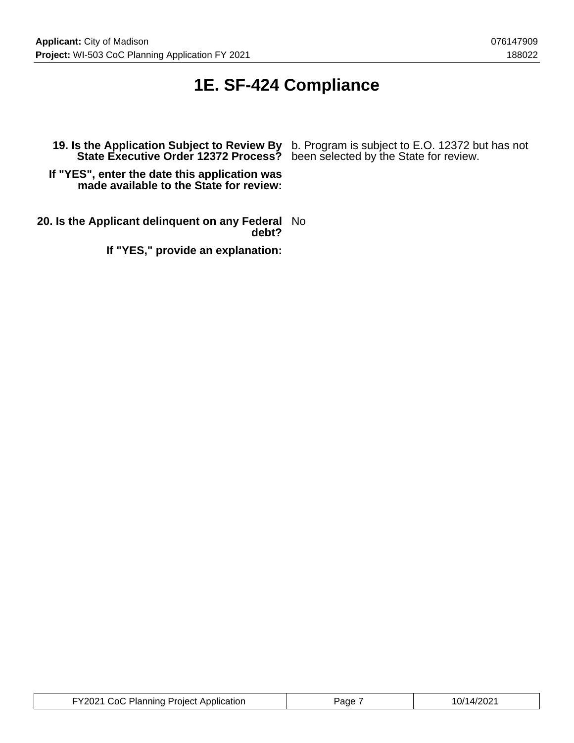# 1E. SF-424 Compliance

| | |
|---|---|
| **19. Is the Application Subject to Review By State Executive Order 12372 Process?** | b. Program is subject to E.O. 12372 but has not been selected by the State for review. |
| **If "YES", enter the date this application was made available to the State for review:** | |
| **20. Is the Applicant delinquent on any Federal debt?** | No |
| **If "YES," provide an explanation:** | |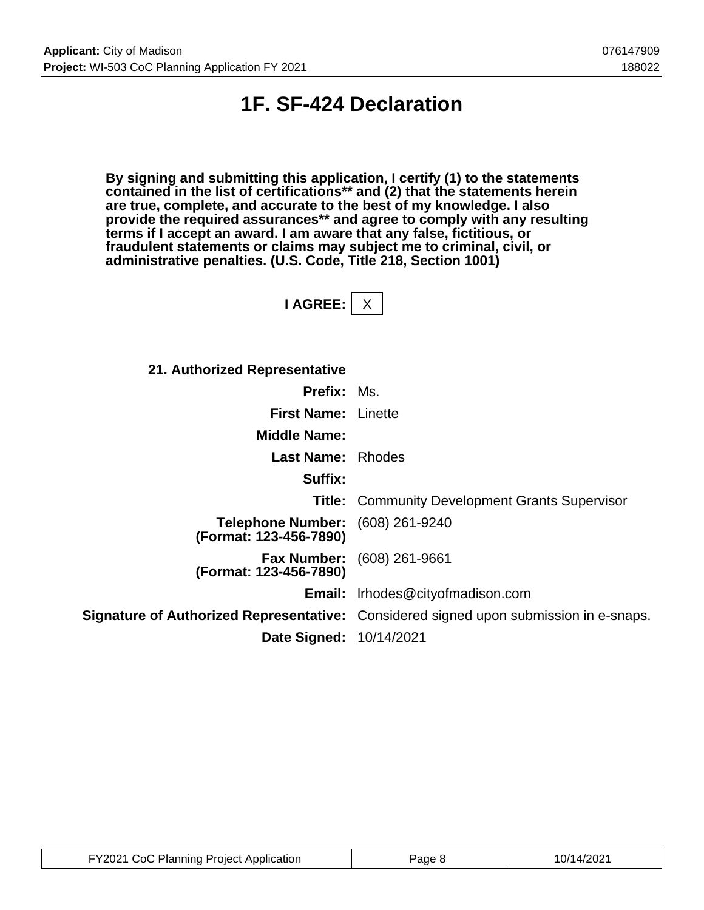# 1F. SF-424 Declaration

**By signing and submitting this application, I certify (1) to the statements contained in the list of certifications** and (2) that the statements herein are true, complete, and accurate to the best of my knowledge. I also provide the required assurances** and agree to comply with any resulting terms if I accept an award. I am aware that any false, fictitious, or fraudulent statements or claims may subject me to criminal, civil, or administrative penalties. (U.S. Code, Title 218, Section 1001)**

**I AGREE:** X

| | |
|---|---|
| **21. Authorized Representative** | |
| **Prefix:** | Ms. |
| **First Name:** | Linette |
| **Middle Name:** | |
| **Last Name:** | Rhodes |
| **Suffix:** | |
| **Title:** | Community Development Grants Supervisor |
| **Telephone Number: (Format: 123-456-7890)** | (608) 261-9240 |
| **Fax Number: (Format: 123-456-7890)** | (608) 261-9661 |
| **Email:** | lrhodes@cityofmadison.com |
| **Signature of Authorized Representative:** | Considered signed upon submission in e-snaps. |
| **Date Signed:** | 10/14/2021 |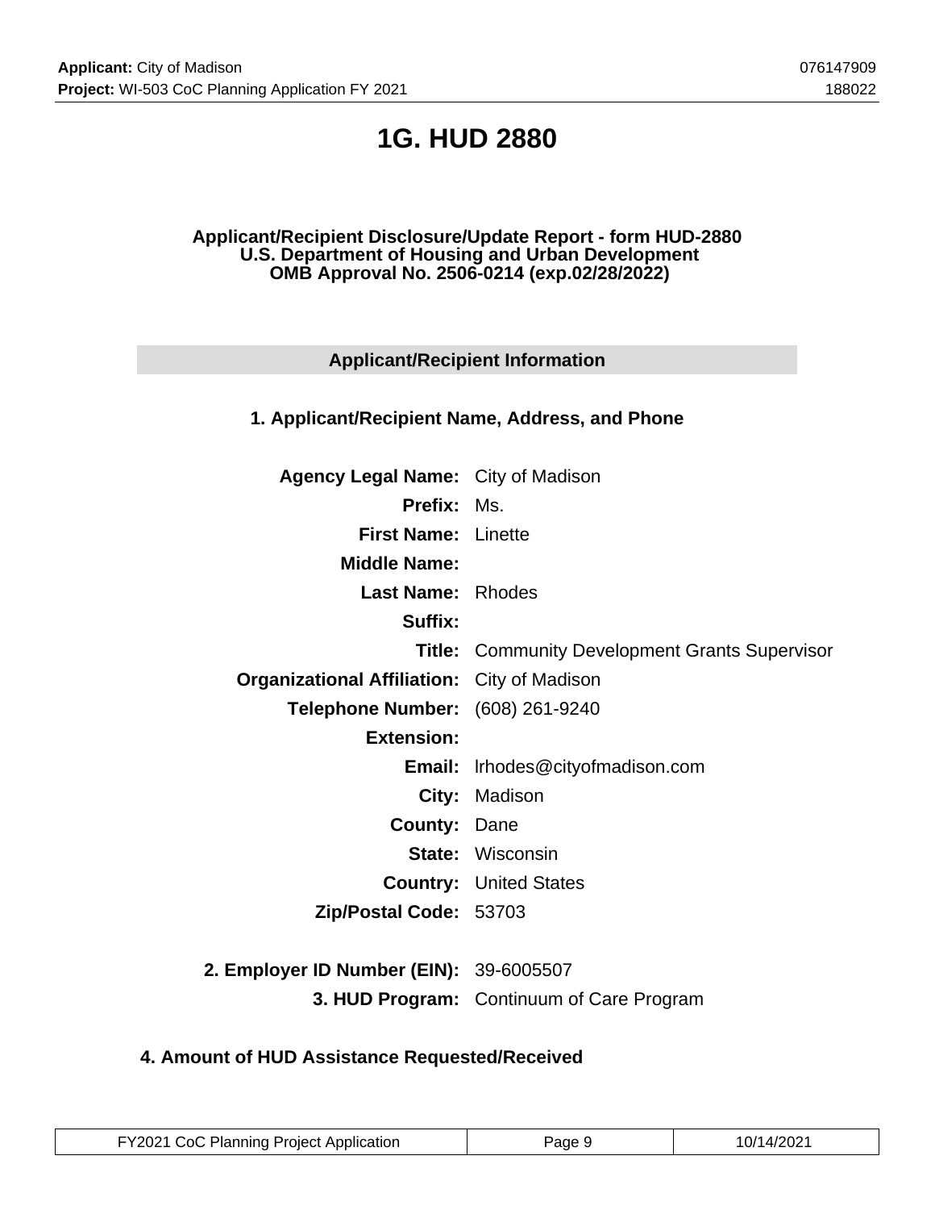# 1G. HUD 2880

**Applicant/Recipient Disclosure/Update Report - form HUD-2880**
**U.S. Department of Housing and Urban Development**
**OMB Approval No. 2506-0214 (exp.02/28/2022)**

## Applicant/Recipient Information

### 1. Applicant/Recipient Name, Address, and Phone

| | |
|---|---|
| **Agency Legal Name:** | City of Madison |
| **Prefix:** | Ms. |
| **First Name:** | Linette |
| **Middle Name:** | |
| **Last Name:** | Rhodes |
| **Suffix:** | |
| **Title:** | Community Development Grants Supervisor |
| **Organizational Affiliation:** | City of Madison |
| **Telephone Number:** | (608) 261-9240 |
| **Extension:** | |
| **Email:** | lrhodes@cityofmadison.com |
| **City:** | Madison |
| **County:** | Dane |
| **State:** | Wisconsin |
| **Country:** | United States |
| **Zip/Postal Code:** | 53703 |

| | |
|---|---|
| **2. Employer ID Number (EIN):** | 39-6005507 |
| **3. HUD Program:** | Continuum of Care Program |

### 4. Amount of HUD Assistance Requested/Received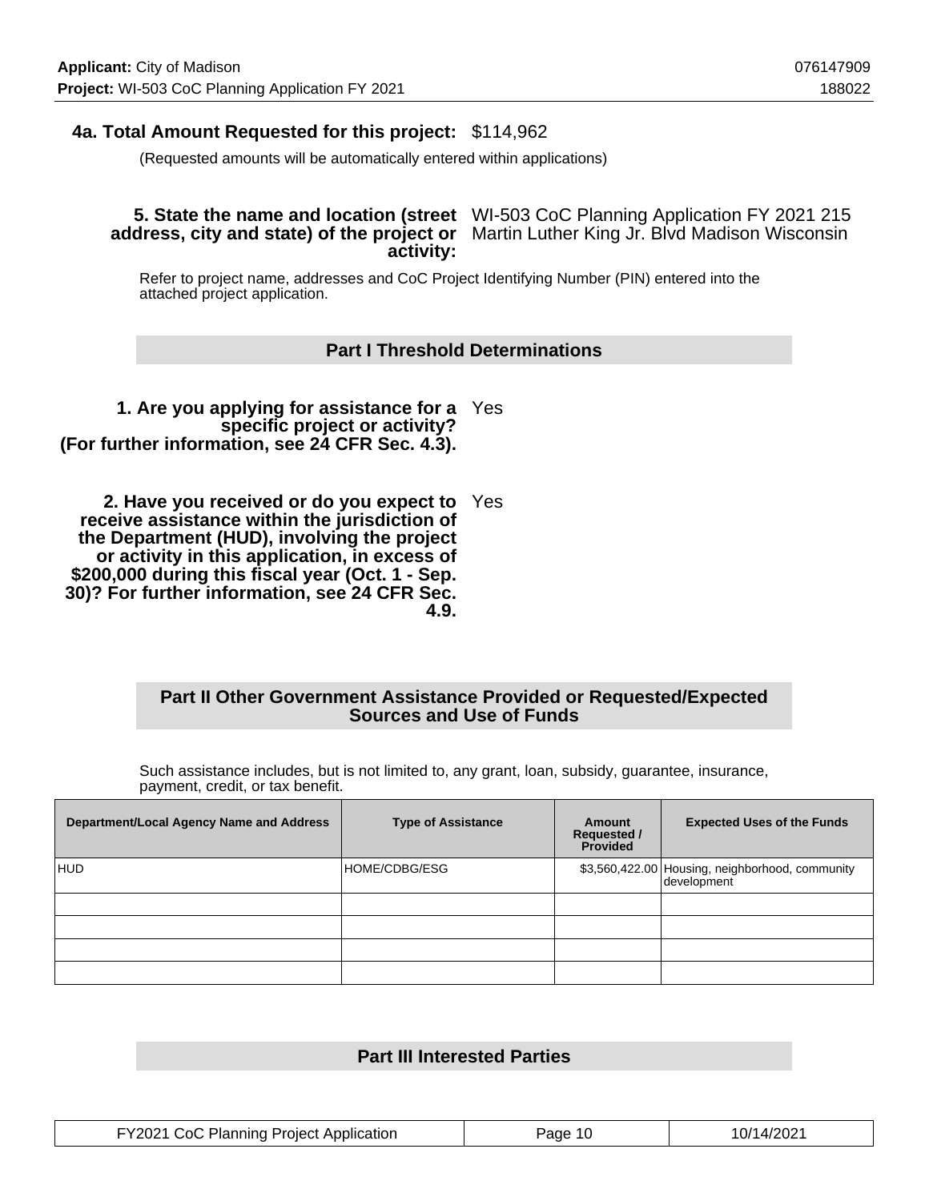**4a. Total Amount Requested for this project:** $114,962

(Requested amounts will be automatically entered within applications)

**5. State the name and location (street address, city and state) of the project or activity:** WI-503 CoC Planning Application FY 2021 215 Martin Luther King Jr. Blvd Madison Wisconsin

Refer to project name, addresses and CoC Project Identifying Number (PIN) entered into the attached project application.

## Part I Threshold Determinations

**1. Are you applying for assistance for a specific project or activity? (For further information, see 24 CFR Sec. 4.3).** Yes

**2. Have you received or do you expect to receive assistance within the jurisdiction of the Department (HUD), involving the project or activity in this application, in excess of $200,000 during this fiscal year (Oct. 1 - Sep. 30)? For further information, see 24 CFR Sec. 4.9.** Yes

## Part II Other Government Assistance Provided or Requested/Expected Sources and Use of Funds

Such assistance includes, but is not limited to, any grant, loan, subsidy, guarantee, insurance, payment, credit, or tax benefit.

| Department/Local Agency Name and Address | Type of Assistance | Amount Requested / Provided | Expected Uses of the Funds |
|---|---|---|---|
| HUD | HOME/CDBG/ESG | $3,560,422.00 | Housing, neighborhood, community development |
| | | | |
| | | | |
| | | | |
| | | | |

## Part III Interested Parties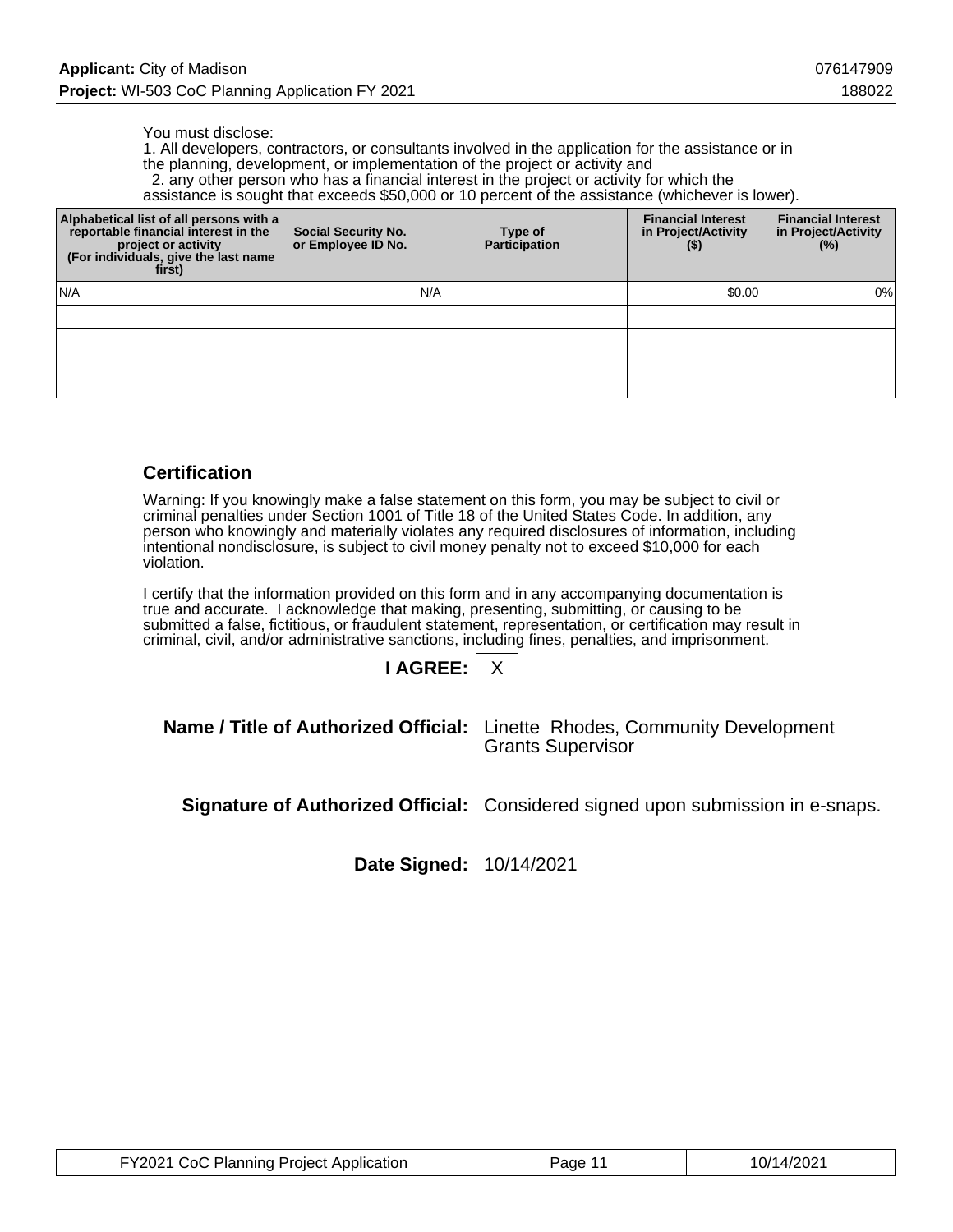You must disclose:
1. All developers, contractors, or consultants involved in the application for the assistance or in the planning, development, or implementation of the project or activity and
2. any other person who has a financial interest in the project or activity for which the assistance is sought that exceeds $50,000 or 10 percent of the assistance (whichever is lower).

| Alphabetical list of all persons with a reportable financial interest in the project or activity (For individuals, give the last name first) | Social Security No. or Employee ID No. | Type of Participation | Financial Interest in Project/Activity ($) | Financial Interest in Project/Activity (%) |
|---|---|---|---|---|
| N/A | | N/A | $0.00 | 0% |
| | | | | |
| | | | | |
| | | | | |
| | | | | |

## Certification

Warning: If you knowingly make a false statement on this form, you may be subject to civil or criminal penalties under Section 1001 of Title 18 of the United States Code. In addition, any person who knowingly and materially violates any required disclosures of information, including intentional nondisclosure, is subject to civil money penalty not to exceed $10,000 for each violation.

I certify that the information provided on this form and in any accompanying documentation is true and accurate. I acknowledge that making, presenting, submitting, or causing to be submitted a false, fictitious, or fraudulent statement, representation, or certification may result in criminal, civil, and/or administrative sanctions, including fines, penalties, and imprisonment.

**I AGREE:** X

**Name / Title of Authorized Official:** Linette Rhodes, Community Development Grants Supervisor

**Signature of Authorized Official:** Considered signed upon submission in e-snaps.

**Date Signed:** 10/14/2021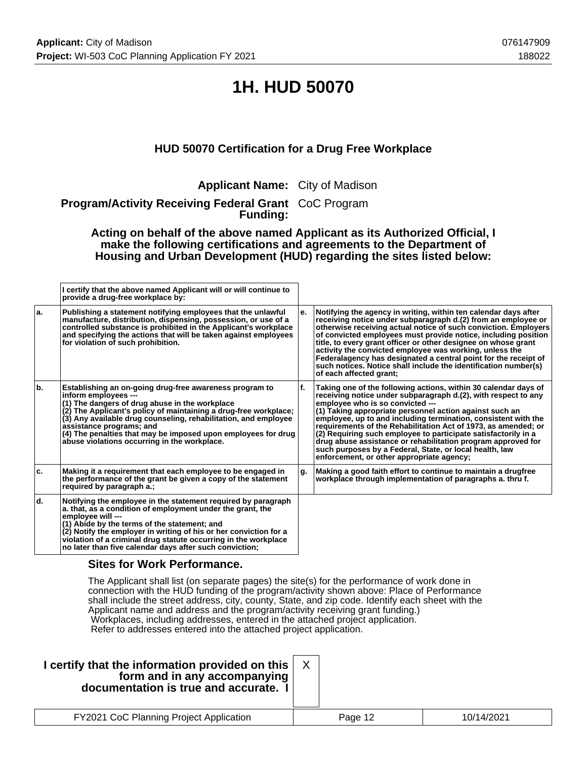# 1H. HUD 50070

### HUD 50070 Certification for a Drug Free Workplace

**Applicant Name:** City of Madison

**Program/Activity Receiving Federal Grant Funding:** CoC Program

**Acting on behalf of the above named Applicant as its Authorized Official, I make the following certifications and agreements to the Department of Housing and Urban Development (HUD) regarding the sites listed below:**

| | I certify that the above named Applicant will or will continue to provide a drug-free workplace by: | | |
|---|---|---|---|
| a. | Publishing a statement notifying employees that the unlawful manufacture, distribution, dispensing, possession, or use of a controlled substance is prohibited in the Applicant's workplace and specifying the actions that will be taken against employees for violation of such prohibition. | e. | Notifying the agency in writing, within ten calendar days after receiving notice under subparagraph d.(2) from an employee or otherwise receiving actual notice of such conviction. Employers of convicted employees must provide notice, including position title, to every grant officer or other designee on whose grant activity the convicted employee was working, unless the Federalagency has designated a central point for the receipt of such notices. Notice shall include the identification number(s) of each affected grant; |
| b. | Establishing an on-going drug-free awareness program to inform employees --- (1) The dangers of drug abuse in the workplace (2) The Applicant's policy of maintaining a drug-free workplace; (3) Any available drug counseling, rehabilitation, and employee assistance programs; and (4) The penalties that may be imposed upon employees for drug abuse violations occurring in the workplace. | f. | Taking one of the following actions, within 30 calendar days of receiving notice under subparagraph d.(2), with respect to any employee who is so convicted --- (1) Taking appropriate personnel action against such an employee, up to and including termination, consistent with the requirements of the Rehabilitation Act of 1973, as amended; or (2) Requiring such employee to participate satisfactorily in a drug abuse assistance or rehabilitation program approved for such purposes by a Federal, State, or local health, law enforcement, or other appropriate agency; |
| c. | Making it a requirement that each employee to be engaged in the performance of the grant be given a copy of the statement required by paragraph a.; | g. | Making a good faith effort to continue to maintain a drugfree workplace through implementation of paragraphs a. thru f. |
| d. | Notifying the employee in the statement required by paragraph a. that, as a condition of employment under the grant, the employee will --- (1) Abide by the terms of the statement; and (2) Notify the employer in writing of his or her conviction for a violation of a criminal drug statute occurring in the workplace no later than five calendar days after such conviction; | | |

### Sites for Work Performance.

The Applicant shall list (on separate pages) the site(s) for the performance of work done in connection with the HUD funding of the program/activity shown above: Place of Performance shall include the street address, city, county, State, and zip code. Identify each sheet with the Applicant name and address and the program/activity receiving grant funding.)
Workplaces, including addresses, entered in the attached project application.
Refer to addresses entered into the attached project application.

**I certify that the information provided on this form and in any accompanying documentation is true and accurate. I** X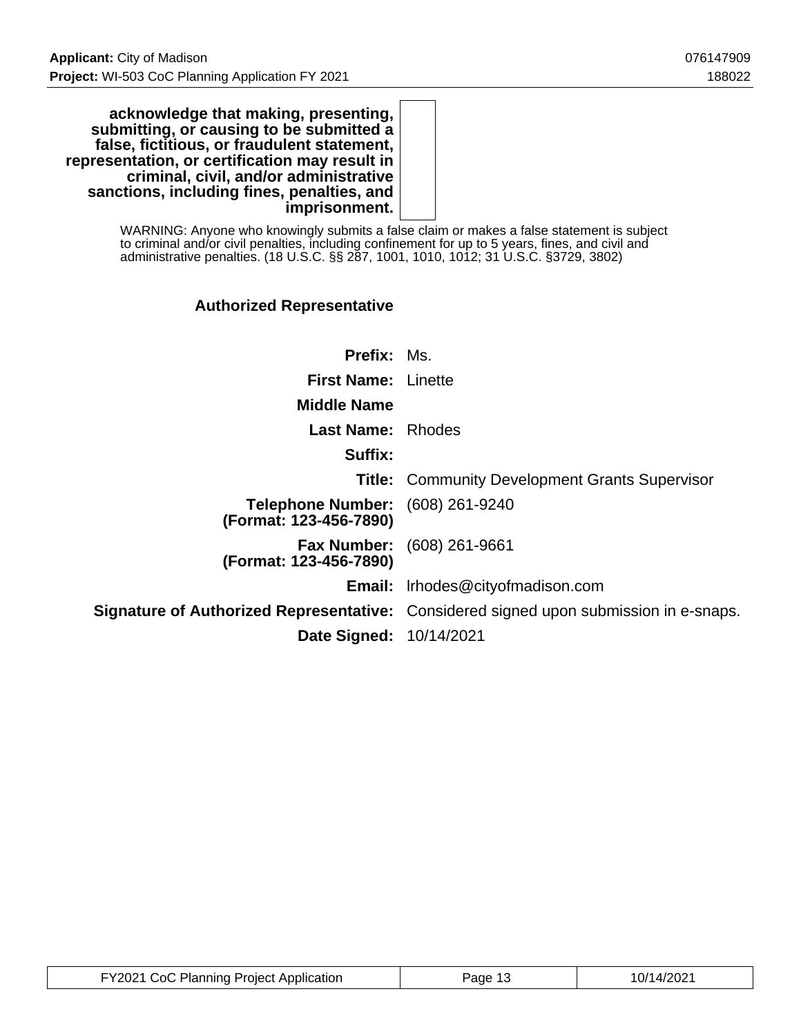| | |
|---|---|
| **acknowledge that making, presenting, submitting, or causing to be submitted a false, fictitious, or fraudulent statement, representation, or certification may result in criminal, civil, and/or administrative sanctions, including fines, penalties, and imprisonment.** | |

WARNING: Anyone who knowingly submits a false claim or makes a false statement is subject to criminal and/or civil penalties, including confinement for up to 5 years, fines, and civil and administrative penalties. (18 U.S.C. §§ 287, 1001, 1010, 1012; 31 U.S.C. §3729, 3802)

### Authorized Representative

| | |
|---|---|
| **Prefix:** | Ms. |
| **First Name:** | Linette |
| **Middle Name** | |
| **Last Name:** | Rhodes |
| **Suffix:** | |
| **Title:** | Community Development Grants Supervisor |
| **Telephone Number: (Format: 123-456-7890)** | (608) 261-9240 |
| **Fax Number: (Format: 123-456-7890)** | (608) 261-9661 |
| **Email:** | lrhodes@cityofmadison.com |
| **Signature of Authorized Representative:** | Considered signed upon submission in e-snaps. |
| **Date Signed:** | 10/14/2021 |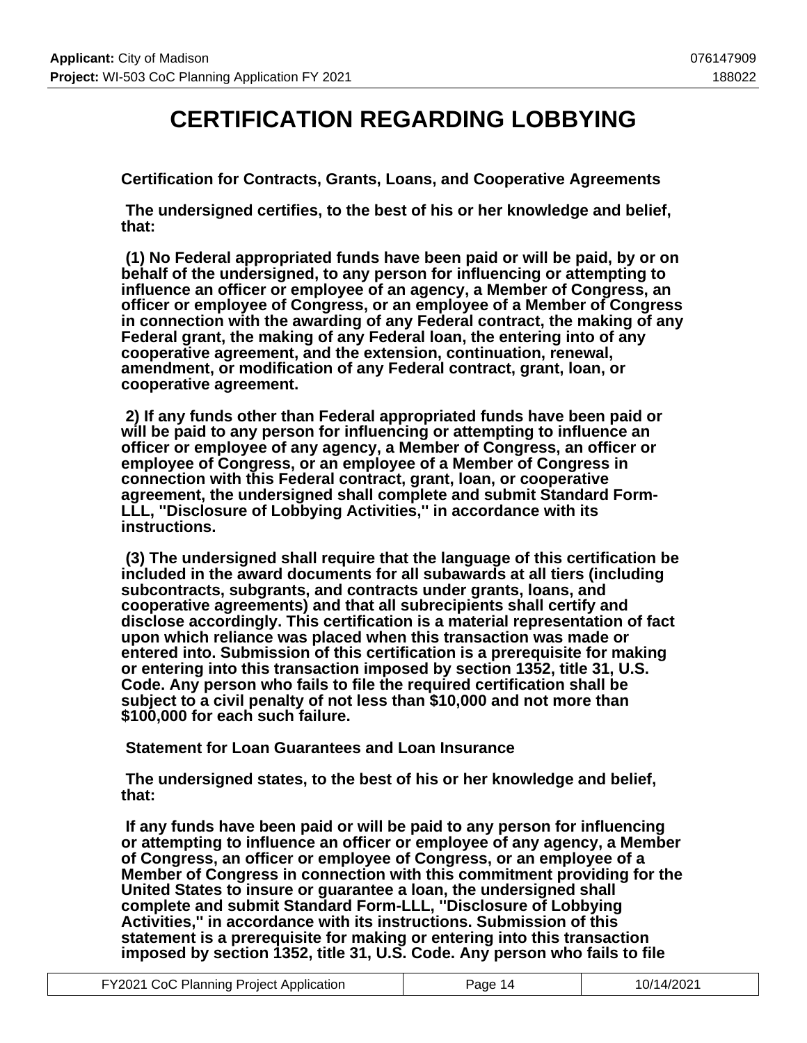# CERTIFICATION REGARDING LOBBYING

**Certification for Contracts, Grants, Loans, and Cooperative Agreements**

**The undersigned certifies, to the best of his or her knowledge and belief, that:**

**(1) No Federal appropriated funds have been paid or will be paid, by or on behalf of the undersigned, to any person for influencing or attempting to influence an officer or employee of an agency, a Member of Congress, an officer or employee of Congress, or an employee of a Member of Congress in connection with the awarding of any Federal contract, the making of any Federal grant, the making of any Federal loan, the entering into of any cooperative agreement, and the extension, continuation, renewal, amendment, or modification of any Federal contract, grant, loan, or cooperative agreement.**

**2) If any funds other than Federal appropriated funds have been paid or will be paid to any person for influencing or attempting to influence an officer or employee of any agency, a Member of Congress, an officer or employee of Congress, or an employee of a Member of Congress in connection with this Federal contract, grant, loan, or cooperative agreement, the undersigned shall complete and submit Standard Form-LLL, "Disclosure of Lobbying Activities," in accordance with its instructions.**

**(3) The undersigned shall require that the language of this certification be included in the award documents for all subawards at all tiers (including subcontracts, subgrants, and contracts under grants, loans, and cooperative agreements) and that all subrecipients shall certify and disclose accordingly. This certification is a material representation of fact upon which reliance was placed when this transaction was made or entered into. Submission of this certification is a prerequisite for making or entering into this transaction imposed by section 1352, title 31, U.S. Code. Any person who fails to file the required certification shall be subject to a civil penalty of not less than $10,000 and not more than $100,000 for each such failure.**

**Statement for Loan Guarantees and Loan Insurance**

**The undersigned states, to the best of his or her knowledge and belief, that:**

**If any funds have been paid or will be paid to any person for influencing or attempting to influence an officer or employee of any agency, a Member of Congress, an officer or employee of Congress, or an employee of a Member of Congress in connection with this commitment providing for the United States to insure or guarantee a loan, the undersigned shall complete and submit Standard Form-LLL, "Disclosure of Lobbying Activities," in accordance with its instructions. Submission of this statement is a prerequisite for making or entering into this transaction imposed by section 1352, title 31, U.S. Code. Any person who fails to file**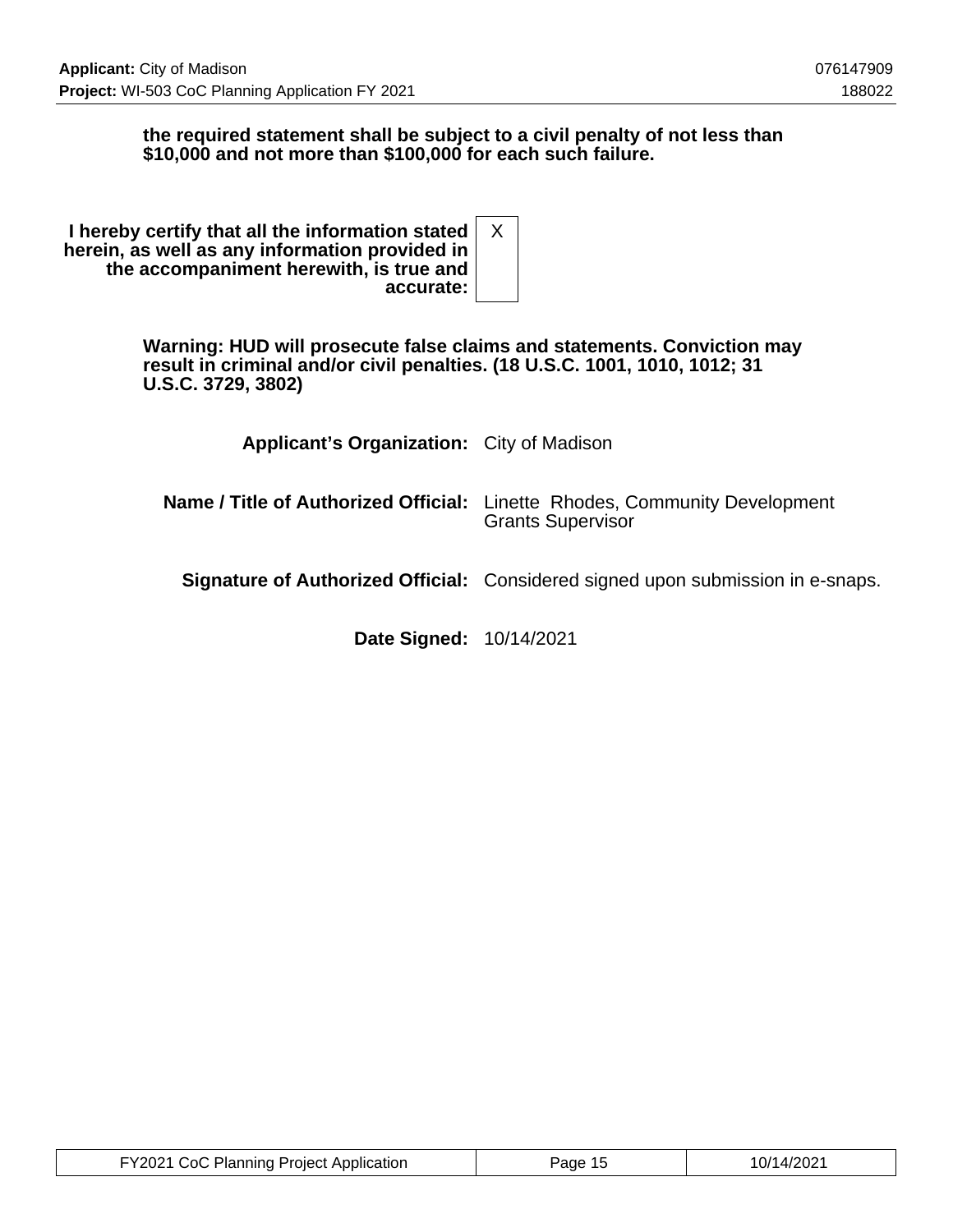**the required statement shall be subject to a civil penalty of not less than $10,000 and not more than $100,000 for each such failure.**

| | |
|---|---|
| **I hereby certify that all the information stated herein, as well as any information provided in the accompaniment herewith, is true and accurate:** | X |

**Warning: HUD will prosecute false claims and statements. Conviction may result in criminal and/or civil penalties. (18 U.S.C. 1001, 1010, 1012; 31 U.S.C. 3729, 3802)**

| | |
|---|---|
| **Applicant's Organization:** | City of Madison |
| **Name / Title of Authorized Official:** | Linette Rhodes, Community Development Grants Supervisor |
| **Signature of Authorized Official:** | Considered signed upon submission in e-snaps. |
| **Date Signed:** | 10/14/2021 |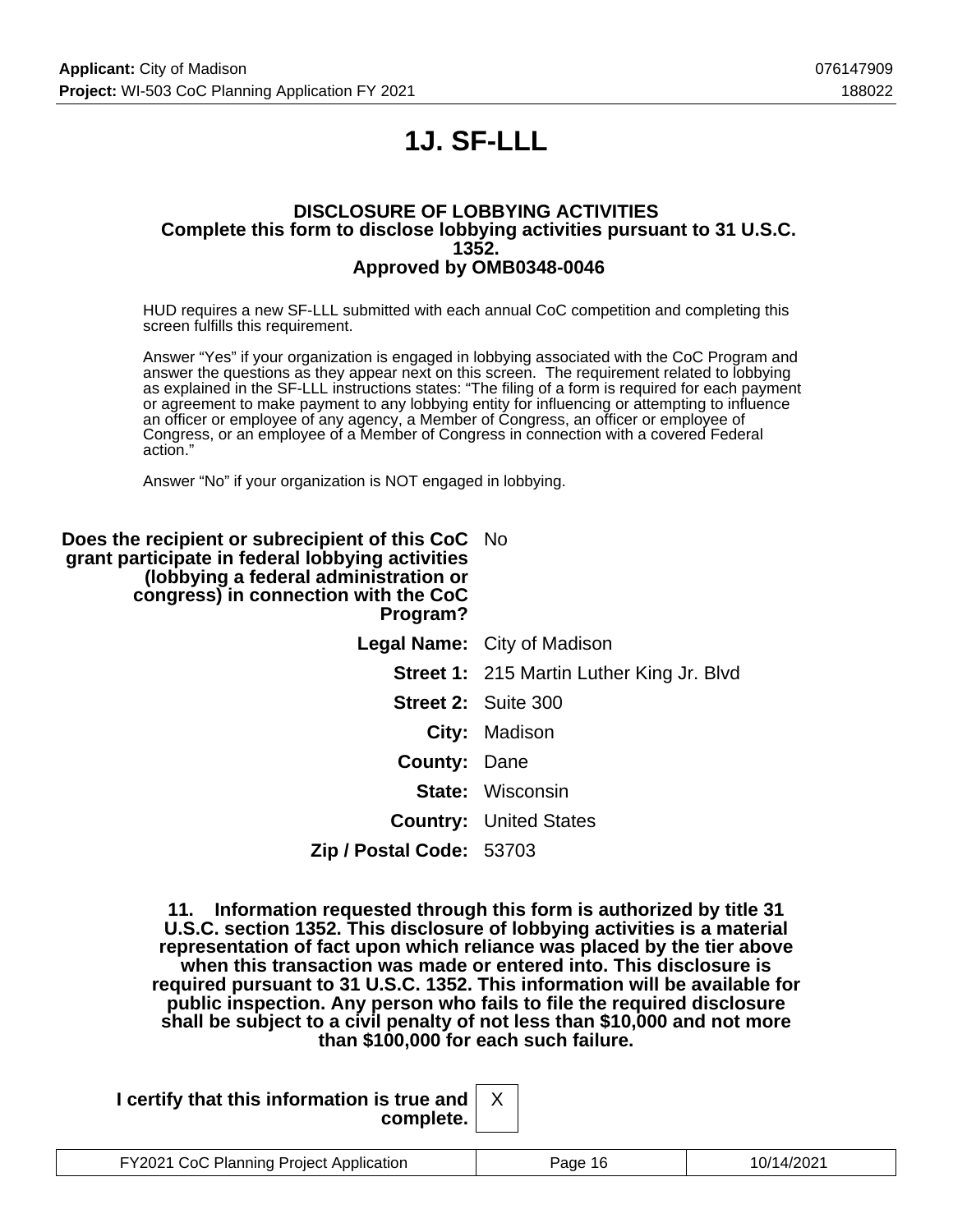# 1J. SF-LLL

**DISCLOSURE OF LOBBYING ACTIVITIES**
**Complete this form to disclose lobbying activities pursuant to 31 U.S.C. 1352.**
**Approved by OMB0348-0046**

HUD requires a new SF-LLL submitted with each annual CoC competition and completing this screen fulfills this requirement.

Answer "Yes" if your organization is engaged in lobbying associated with the CoC Program and answer the questions as they appear next on this screen. The requirement related to lobbying as explained in the SF-LLL instructions states: "The filing of a form is required for each payment or agreement to make payment to any lobbying entity for influencing or attempting to influence an officer or employee of any agency, a Member of Congress, an officer or employee of Congress, or an employee of a Member of Congress in connection with a covered Federal action."

Answer "No" if your organization is NOT engaged in lobbying.

**Does the recipient or subrecipient of this CoC grant participate in federal lobbying activities (lobbying a federal administration or congress) in connection with the CoC Program?** No

**Legal Name:** City of Madison

**Street 1:** 215 Martin Luther King Jr. Blvd

**Street 2:** Suite 300

**City:** Madison

**County:** Dane

**State:** Wisconsin

**Country:** United States

**Zip / Postal Code:** 53703

**11. Information requested through this form is authorized by title 31 U.S.C. section 1352. This disclosure of lobbying activities is a material representation of fact upon which reliance was placed by the tier above when this transaction was made or entered into. This disclosure is required pursuant to 31 U.S.C. 1352. This information will be available for public inspection. Any person who fails to file the required disclosure shall be subject to a civil penalty of not less than $10,000 and not more than $100,000 for each such failure.**

**I certify that this information is true and complete.** X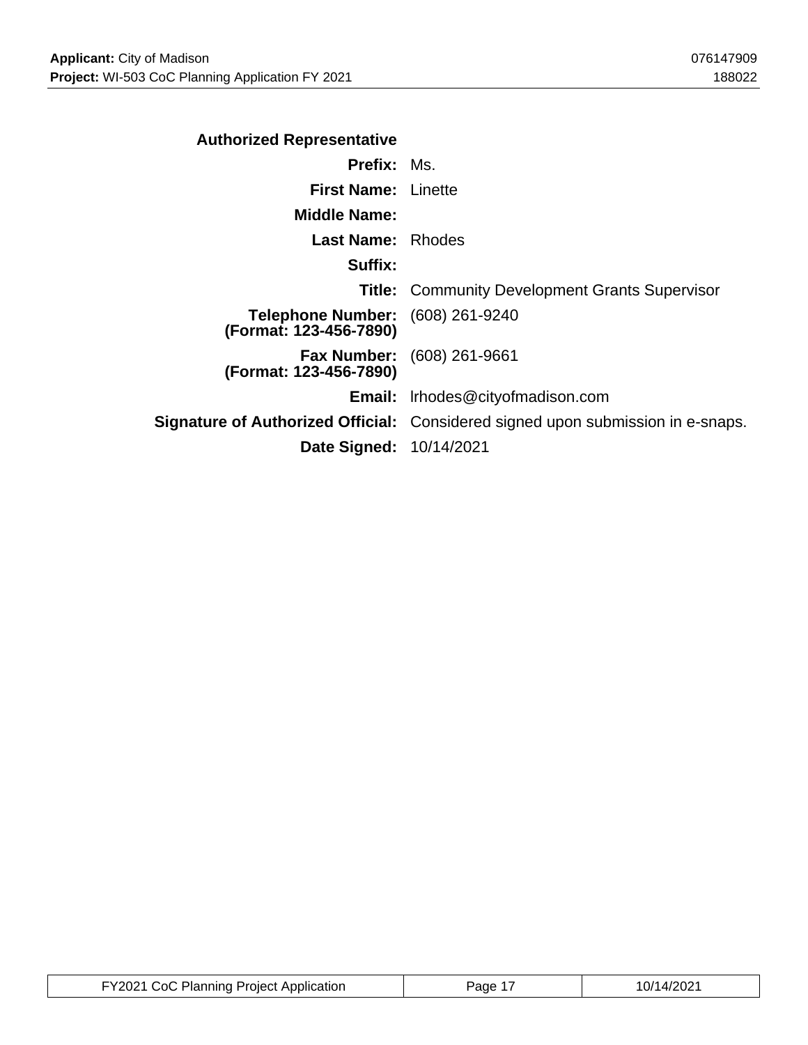**Authorized Representative**

| | |
|---|---|
| **Prefix:** | Ms. |
| **First Name:** | Linette |
| **Middle Name:** | |
| **Last Name:** | Rhodes |
| **Suffix:** | |
| **Title:** | Community Development Grants Supervisor |
| **Telephone Number: (Format: 123-456-7890)** | (608) 261-9240 |
| **Fax Number: (Format: 123-456-7890)** | (608) 261-9661 |
| **Email:** | lrhodes@cityofmadison.com |
| **Signature of Authorized Official:** | Considered signed upon submission in e-snaps. |
| **Date Signed:** | 10/14/2021 |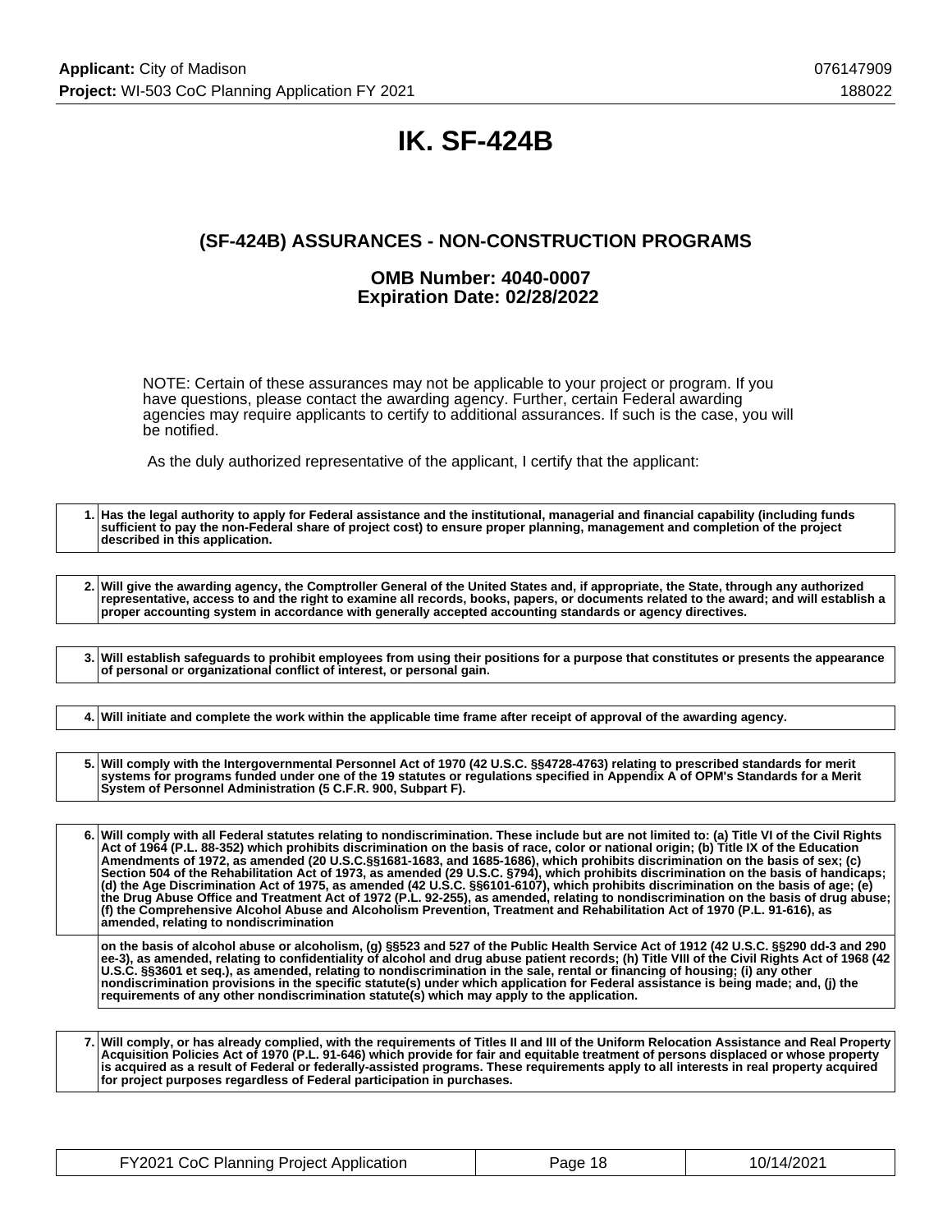# IK. SF-424B

## (SF-424B) ASSURANCES - NON-CONSTRUCTION PROGRAMS

### OMB Number: 4040-0007
### Expiration Date: 02/28/2022

NOTE: Certain of these assurances may not be applicable to your project or program. If you have questions, please contact the awarding agency. Further, certain Federal awarding agencies may require applicants to certify to additional assurances. If such is the case, you will be notified.

As the duly authorized representative of the applicant, I certify that the applicant:

| | |
|---|---|
| 1. | **Has the legal authority to apply for Federal assistance and the institutional, managerial and financial capability (including funds sufficient to pay the non-Federal share of project cost) to ensure proper planning, management and completion of the project described in this application.** |

| | |
|---|---|
| 2. | **Will give the awarding agency, the Comptroller General of the United States and, if appropriate, the State, through any authorized representative, access to and the right to examine all records, books, papers, or documents related to the award; and will establish a proper accounting system in accordance with generally accepted accounting standards or agency directives.** |

| | |
|---|---|
| 3. | **Will establish safeguards to prohibit employees from using their positions for a purpose that constitutes or presents the appearance of personal or organizational conflict of interest, or personal gain.** |

| | |
|---|---|
| 4. | **Will initiate and complete the work within the applicable time frame after receipt of approval of the awarding agency.** |

| | |
|---|---|
| 5. | **Will comply with the Intergovernmental Personnel Act of 1970 (42 U.S.C. §§4728-4763) relating to prescribed standards for merit systems for programs funded under one of the 19 statutes or regulations specified in Appendix A of OPM's Standards for a Merit System of Personnel Administration (5 C.F.R. 900, Subpart F).** |

| | |
|---|---|
| 6. | **Will comply with all Federal statutes relating to nondiscrimination. These include but are not limited to: (a) Title VI of the Civil Rights Act of 1964 (P.L. 88-352) which prohibits discrimination on the basis of race, color or national origin; (b) Title IX of the Education Amendments of 1972, as amended (20 U.S.C.§§1681-1683, and 1685-1686), which prohibits discrimination on the basis of sex; (c) Section 504 of the Rehabilitation Act of 1973, as amended (29 U.S.C. §794), which prohibits discrimination on the basis of handicaps; (d) the Age Discrimination Act of 1975, as amended (42 U.S.C. §§6101-6107), which prohibits discrimination on the basis of age; (e) the Drug Abuse Office and Treatment Act of 1972 (P.L. 92-255), as amended, relating to nondiscrimination on the basis of drug abuse; (f) the Comprehensive Alcohol Abuse and Alcoholism Prevention, Treatment and Rehabilitation Act of 1970 (P.L. 91-616), as amended, relating to nondiscrimination** |
| | **on the basis of alcohol abuse or alcoholism, (g) §§523 and 527 of the Public Health Service Act of 1912 (42 U.S.C. §§290 dd-3 and 290 ee-3), as amended, relating to confidentiality of alcohol and drug abuse patient records; (h) Title VIII of the Civil Rights Act of 1968 (42 U.S.C. §§3601 et seq.), as amended, relating to nondiscrimination in the sale, rental or financing of housing; (i) any other nondiscrimination provisions in the specific statute(s) under which application for Federal assistance is being made; and, (j) the requirements of any other nondiscrimination statute(s) which may apply to the application.** |

| | |
|---|---|
| 7. | **Will comply, or has already complied, with the requirements of Titles II and III of the Uniform Relocation Assistance and Real Property Acquisition Policies Act of 1970 (P.L. 91-646) which provide for fair and equitable treatment of persons displaced or whose property is acquired as a result of Federal or federally-assisted programs. These requirements apply to all interests in real property acquired for project purposes regardless of Federal participation in purchases.** |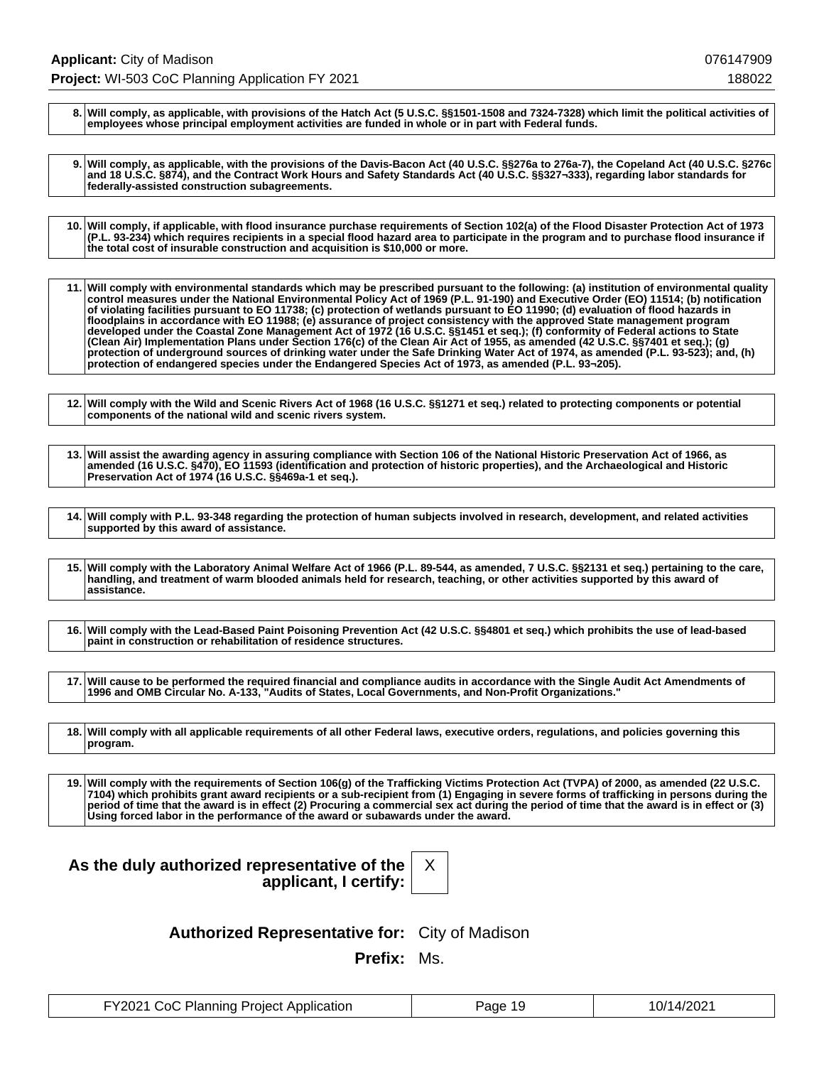| | |
|---|---|
| 8. | **Will comply, as applicable, with provisions of the Hatch Act (5 U.S.C. §§1501-1508 and 7324-7328) which limit the political activities of employees whose principal employment activities are funded in whole or in part with Federal funds.** |

| | |
|---|---|
| 9. | **Will comply, as applicable, with the provisions of the Davis-Bacon Act (40 U.S.C. §§276a to 276a-7), the Copeland Act (40 U.S.C. §276c and 18 U.S.C. §874), and the Contract Work Hours and Safety Standards Act (40 U.S.C. §§327¬333), regarding labor standards for federally-assisted construction subagreements.** |

| | |
|---|---|
| 10. | **Will comply, if applicable, with flood insurance purchase requirements of Section 102(a) of the Flood Disaster Protection Act of 1973 (P.L. 93-234) which requires recipients in a special flood hazard area to participate in the program and to purchase flood insurance if the total cost of insurable construction and acquisition is $10,000 or more.** |

| | |
|---|---|
| 11. | **Will comply with environmental standards which may be prescribed pursuant to the following: (a) institution of environmental quality control measures under the National Environmental Policy Act of 1969 (P.L. 91-190) and Executive Order (EO) 11514; (b) notification of violating facilities pursuant to EO 11738; (c) protection of wetlands pursuant to EO 11990; (d) evaluation of flood hazards in floodplains in accordance with EO 11988; (e) assurance of project consistency with the approved State management program developed under the Coastal Zone Management Act of 1972 (16 U.S.C. §§1451 et seq.); (f) conformity of Federal actions to State (Clean Air) Implementation Plans under Section 176(c) of the Clean Air Act of 1955, as amended (42 U.S.C. §§7401 et seq.); (g) protection of underground sources of drinking water under the Safe Drinking Water Act of 1974, as amended (P.L. 93-523); and, (h) protection of endangered species under the Endangered Species Act of 1973, as amended (P.L. 93¬205).** |

| | |
|---|---|
| 12. | **Will comply with the Wild and Scenic Rivers Act of 1968 (16 U.S.C. §§1271 et seq.) related to protecting components or potential components of the national wild and scenic rivers system.** |

| | |
|---|---|
| 13. | **Will assist the awarding agency in assuring compliance with Section 106 of the National Historic Preservation Act of 1966, as amended (16 U.S.C. §470), EO 11593 (identification and protection of historic properties), and the Archaeological and Historic Preservation Act of 1974 (16 U.S.C. §§469a-1 et seq.).** |

| | |
|---|---|
| 14. | **Will comply with P.L. 93-348 regarding the protection of human subjects involved in research, development, and related activities supported by this award of assistance.** |

| | |
|---|---|
| 15. | **Will comply with the Laboratory Animal Welfare Act of 1966 (P.L. 89-544, as amended, 7 U.S.C. §§2131 et seq.) pertaining to the care, handling, and treatment of warm blooded animals held for research, teaching, or other activities supported by this award of assistance.** |

| | |
|---|---|
| 16. | **Will comply with the Lead-Based Paint Poisoning Prevention Act (42 U.S.C. §§4801 et seq.) which prohibits the use of lead-based paint in construction or rehabilitation of residence structures.** |

| | |
|---|---|
| 17. | **Will cause to be performed the required financial and compliance audits in accordance with the Single Audit Act Amendments of 1996 and OMB Circular No. A-133, "Audits of States, Local Governments, and Non-Profit Organizations."** |

| | |
|---|---|
| 18. | **Will comply with all applicable requirements of all other Federal laws, executive orders, regulations, and policies governing this program.** |

| | |
|---|---|
| 19. | **Will comply with the requirements of Section 106(g) of the Trafficking Victims Protection Act (TVPA) of 2000, as amended (22 U.S.C. 7104) which prohibits grant award recipients or a sub-recipient from (1) Engaging in severe forms of trafficking in persons during the period of time that the award is in effect (2) Procuring a commercial sex act during the period of time that the award is in effect or (3) Using forced labor in the performance of the award or subawards under the award.** |

**As the duly authorized representative of the applicant, I certify:** X

**Authorized Representative for:** City of Madison

**Prefix:** Ms.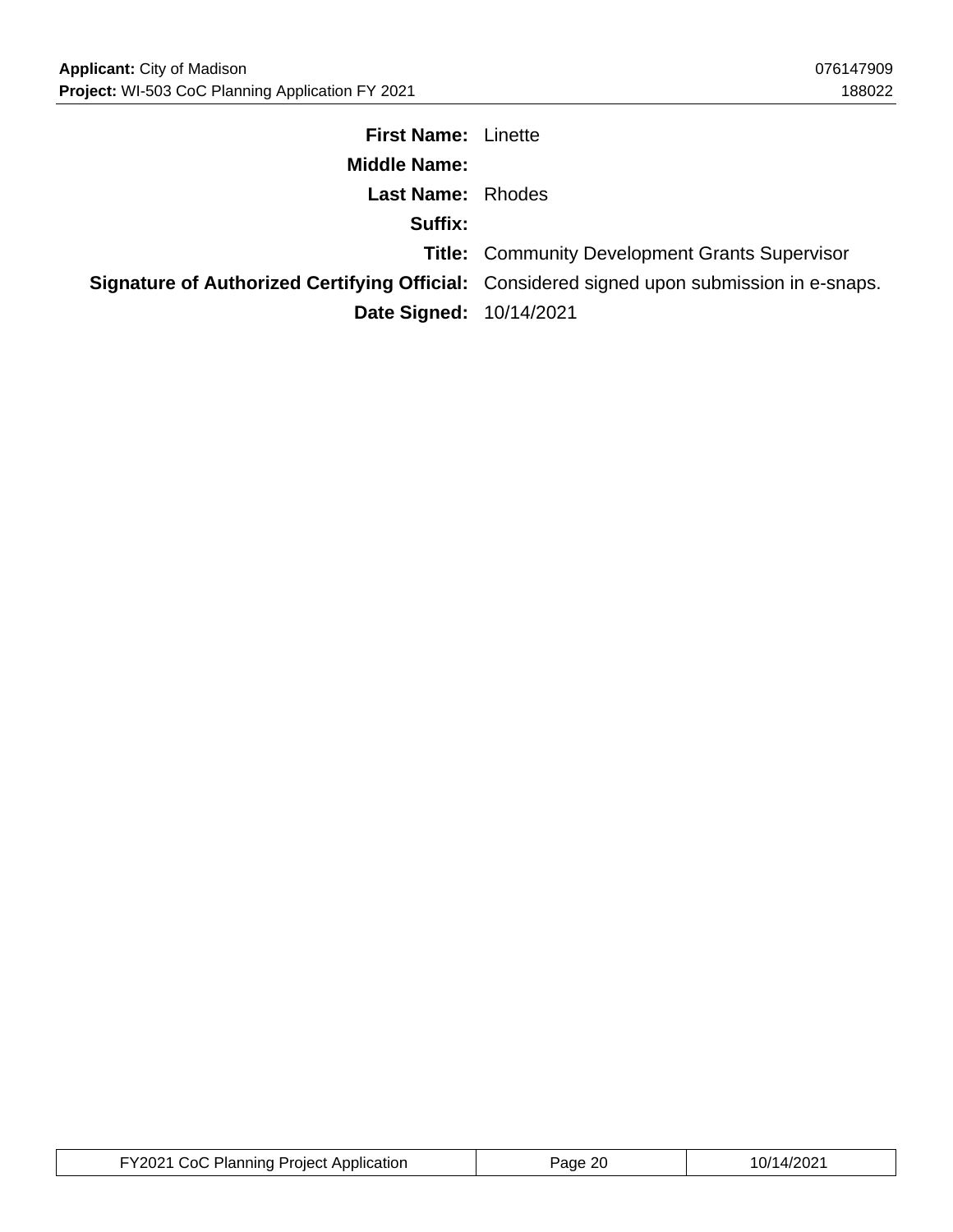| | |
|---|---|
| **First Name:** | Linette |
| **Middle Name:** | |
| **Last Name:** | Rhodes |
| **Suffix:** | |
| **Title:** | Community Development Grants Supervisor |
| **Signature of Authorized Certifying Official:** | Considered signed upon submission in e-snaps. |
| **Date Signed:** | 10/14/2021 |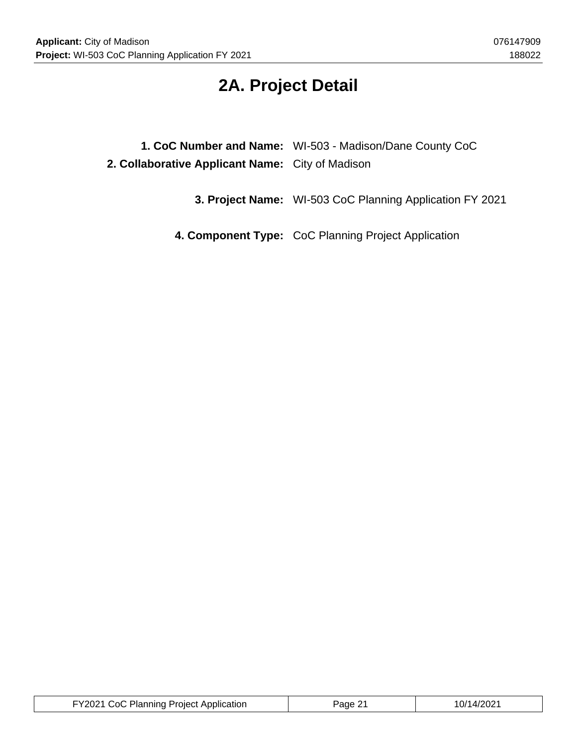# 2A. Project Detail

**1. CoC Number and Name:** WI-503 - Madison/Dane County CoC

**2. Collaborative Applicant Name:** City of Madison

**3. Project Name:** WI-503 CoC Planning Application FY 2021

**4. Component Type:** CoC Planning Project Application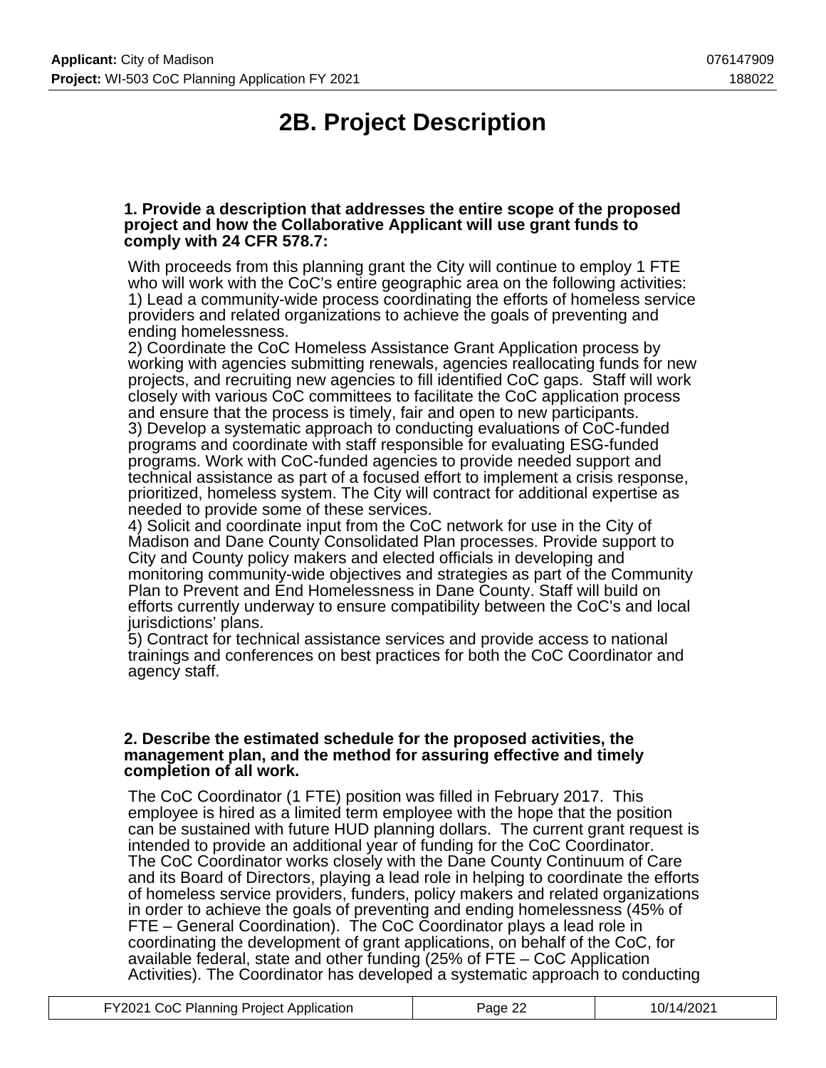# 2B. Project Description

**1. Provide a description that addresses the entire scope of the proposed project and how the Collaborative Applicant will use grant funds to comply with 24 CFR 578.7:**

With proceeds from this planning grant the City will continue to employ 1 FTE who will work with the CoC's entire geographic area on the following activities:
1) Lead a community-wide process coordinating the efforts of homeless service providers and related organizations to achieve the goals of preventing and ending homelessness.
2) Coordinate the CoC Homeless Assistance Grant Application process by working with agencies submitting renewals, agencies reallocating funds for new projects, and recruiting new agencies to fill identified CoC gaps. Staff will work closely with various CoC committees to facilitate the CoC application process and ensure that the process is timely, fair and open to new participants.
3) Develop a systematic approach to conducting evaluations of CoC-funded programs and coordinate with staff responsible for evaluating ESG-funded programs. Work with CoC-funded agencies to provide needed support and technical assistance as part of a focused effort to implement a crisis response, prioritized, homeless system. The City will contract for additional expertise as needed to provide some of these services.
4) Solicit and coordinate input from the CoC network for use in the City of Madison and Dane County Consolidated Plan processes. Provide support to City and County policy makers and elected officials in developing and monitoring community-wide objectives and strategies as part of the Community Plan to Prevent and End Homelessness in Dane County. Staff will build on efforts currently underway to ensure compatibility between the CoC's and local jurisdictions' plans.
5) Contract for technical assistance services and provide access to national trainings and conferences on best practices for both the CoC Coordinator and agency staff.

**2. Describe the estimated schedule for the proposed activities, the management plan, and the method for assuring effective and timely completion of all work.**

The CoC Coordinator (1 FTE) position was filled in February 2017. This employee is hired as a limited term employee with the hope that the position can be sustained with future HUD planning dollars. The current grant request is intended to provide an additional year of funding for the CoC Coordinator.
The CoC Coordinator works closely with the Dane County Continuum of Care and its Board of Directors, playing a lead role in helping to coordinate the efforts of homeless service providers, funders, policy makers and related organizations in order to achieve the goals of preventing and ending homelessness (45% of FTE – General Coordination). The CoC Coordinator plays a lead role in coordinating the development of grant applications, on behalf of the CoC, for available federal, state and other funding (25% of FTE – CoC Application Activities). The Coordinator has developed a systematic approach to conducting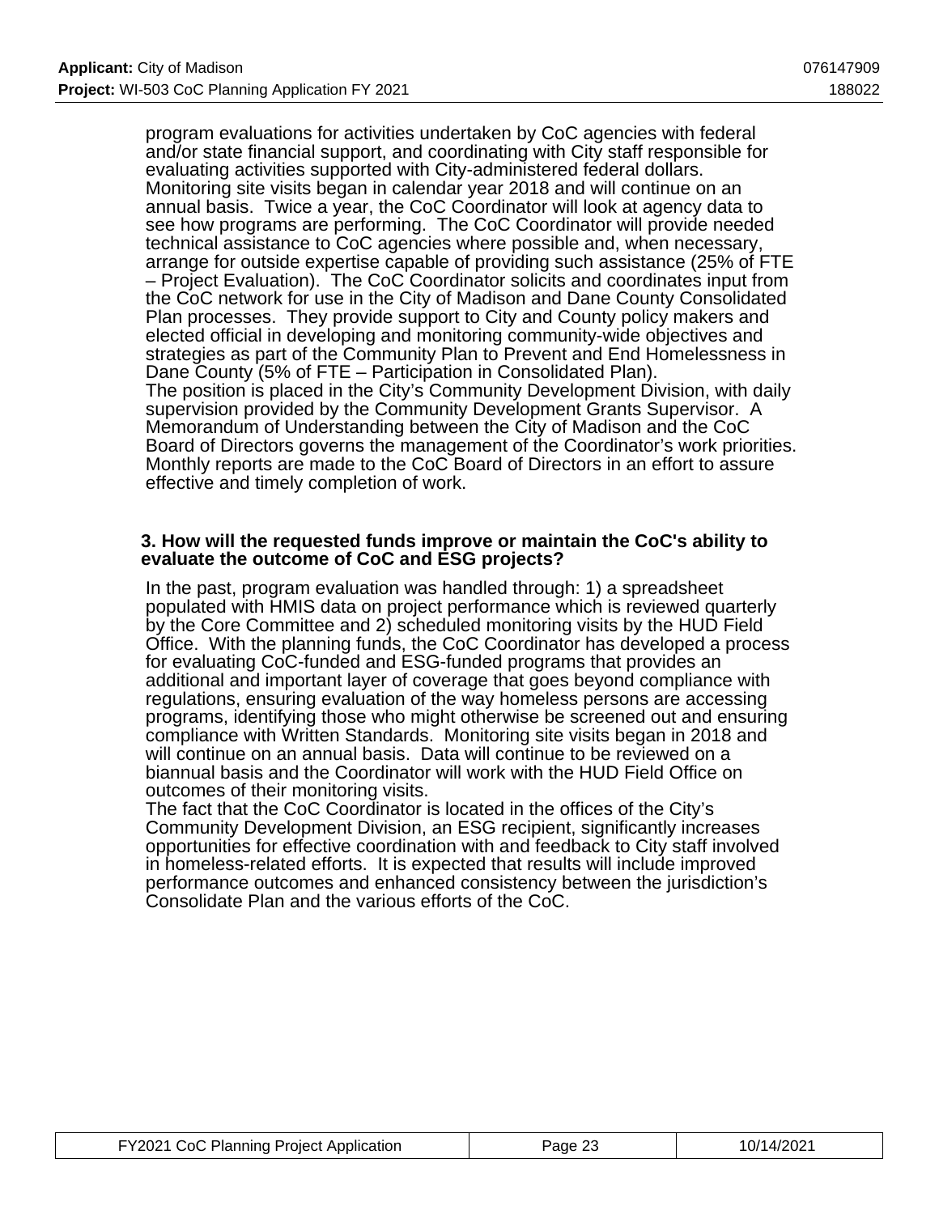program evaluations for activities undertaken by CoC agencies with federal and/or state financial support, and coordinating with City staff responsible for evaluating activities supported with City-administered federal dollars. Monitoring site visits began in calendar year 2018 and will continue on an annual basis. Twice a year, the CoC Coordinator will look at agency data to see how programs are performing. The CoC Coordinator will provide needed technical assistance to CoC agencies where possible and, when necessary, arrange for outside expertise capable of providing such assistance (25% of FTE – Project Evaluation). The CoC Coordinator solicits and coordinates input from the CoC network for use in the City of Madison and Dane County Consolidated Plan processes. They provide support to City and County policy makers and elected official in developing and monitoring community-wide objectives and strategies as part of the Community Plan to Prevent and End Homelessness in Dane County (5% of FTE – Participation in Consolidated Plan).
The position is placed in the City's Community Development Division, with daily supervision provided by the Community Development Grants Supervisor. A Memorandum of Understanding between the City of Madison and the CoC Board of Directors governs the management of the Coordinator's work priorities. Monthly reports are made to the CoC Board of Directors in an effort to assure effective and timely completion of work.

**3. How will the requested funds improve or maintain the CoC's ability to evaluate the outcome of CoC and ESG projects?**

In the past, program evaluation was handled through: 1) a spreadsheet populated with HMIS data on project performance which is reviewed quarterly by the Core Committee and 2) scheduled monitoring visits by the HUD Field Office. With the planning funds, the CoC Coordinator has developed a process for evaluating CoC-funded and ESG-funded programs that provides an additional and important layer of coverage that goes beyond compliance with regulations, ensuring evaluation of the way homeless persons are accessing programs, identifying those who might otherwise be screened out and ensuring compliance with Written Standards. Monitoring site visits began in 2018 and will continue on an annual basis. Data will continue to be reviewed on a biannual basis and the Coordinator will work with the HUD Field Office on outcomes of their monitoring visits.
The fact that the CoC Coordinator is located in the offices of the City's Community Development Division, an ESG recipient, significantly increases opportunities for effective coordination with and feedback to City staff involved in homeless-related efforts. It is expected that results will include improved performance outcomes and enhanced consistency between the jurisdiction's Consolidate Plan and the various efforts of the CoC.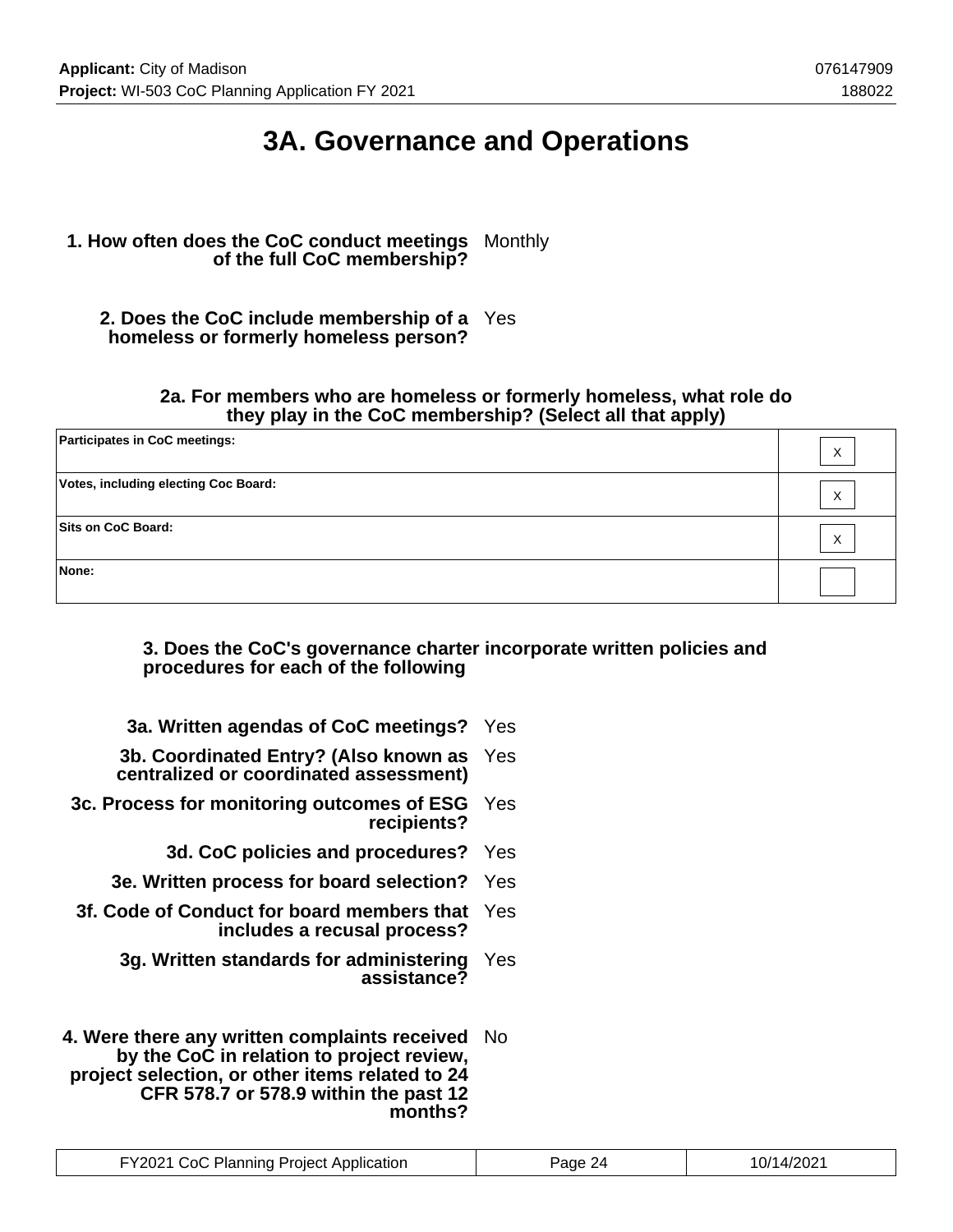# 3A. Governance and Operations

**1. How often does the CoC conduct meetings of the full CoC membership?** Monthly

**2. Does the CoC include membership of a homeless or formerly homeless person?** Yes

**2a. For members who are homeless or formerly homeless, what role do they play in the CoC membership? (Select all that apply)**

| | |
|---|---|
| **Participates in CoC meetings:** | X |
| **Votes, including electing Coc Board:** | X |
| **Sits on CoC Board:** | X |
| **None:** | |

**3. Does the CoC's governance charter incorporate written policies and procedures for each of the following**

**3a. Written agendas of CoC meetings?** Yes

**3b. Coordinated Entry? (Also known as centralized or coordinated assessment)** Yes

**3c. Process for monitoring outcomes of ESG recipients?** Yes

**3d. CoC policies and procedures?** Yes

**3e. Written process for board selection?** Yes

**3f. Code of Conduct for board members that includes a recusal process?** Yes

**3g. Written standards for administering assistance?** Yes

**4. Were there any written complaints received by the CoC in relation to project review, project selection, or other items related to 24 CFR 578.7 or 578.9 within the past 12 months?** No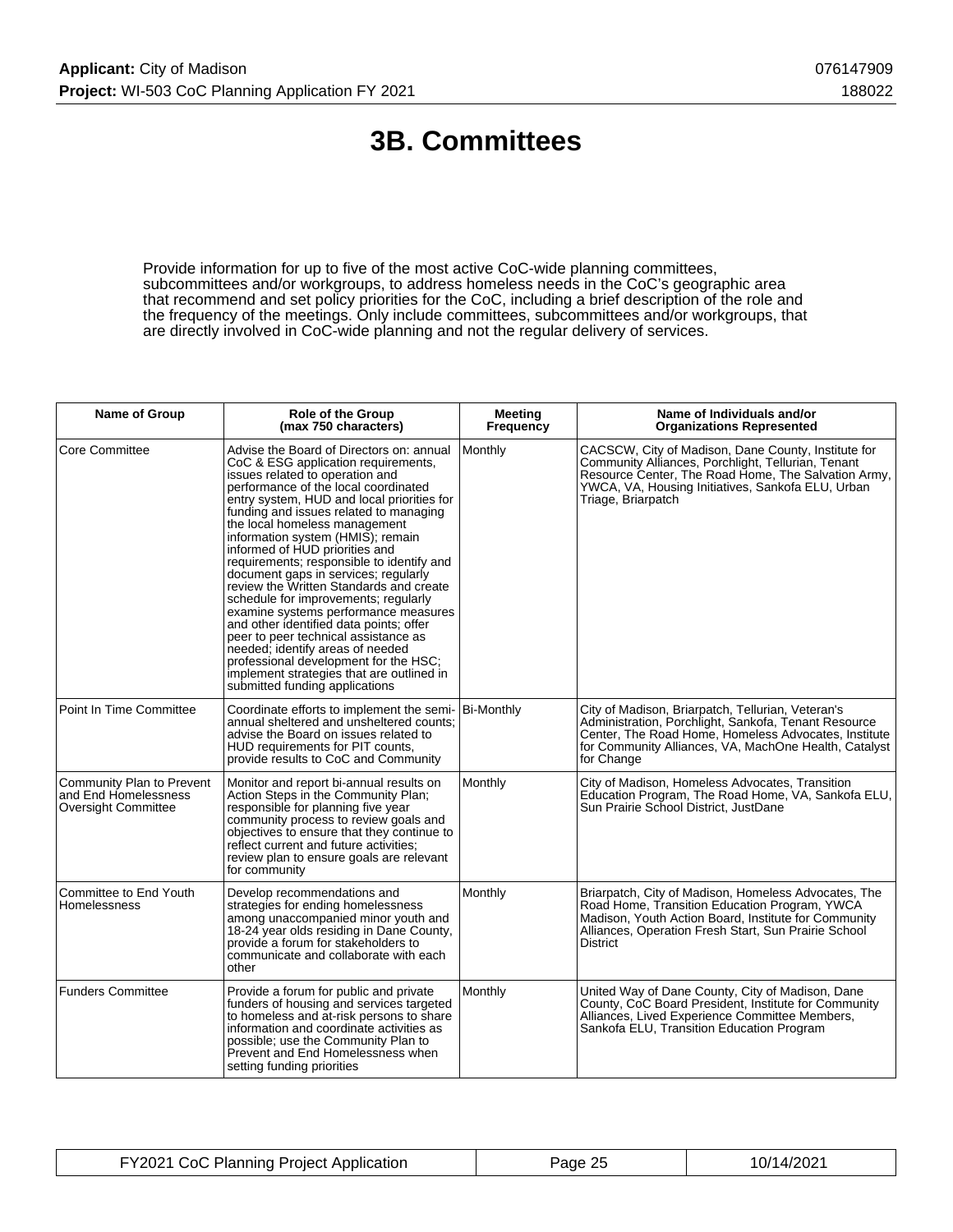# 3B. Committees

Provide information for up to five of the most active CoC-wide planning committees, subcommittees and/or workgroups, to address homeless needs in the CoC's geographic area that recommend and set policy priorities for the CoC, including a brief description of the role and the frequency of the meetings. Only include committees, subcommittees and/or workgroups, that are directly involved in CoC-wide planning and not the regular delivery of services.

| Name of Group | Role of the Group (max 750 characters) | Meeting Frequency | Name of Individuals and/or Organizations Represented |
|---|---|---|---|
| Core Committee | Advise the Board of Directors on: annual CoC & ESG application requirements, issues related to operation and performance of the local coordinated entry system, HUD and local priorities for funding and issues related to managing the local homeless management information system (HMIS); remain informed of HUD priorities and requirements; responsible to identify and document gaps in services; regularly review the Written Standards and create schedule for improvements; regularly examine systems performance measures and other identified data points; offer peer to peer technical assistance as needed; identify areas of needed professional development for the HSC; implement strategies that are outlined in submitted funding applications | Monthly | CACSCW, City of Madison, Dane County, Institute for Community Alliances, Porchlight, Tellurian, Tenant Resource Center, The Road Home, The Salvation Army, YWCA, VA, Housing Initiatives, Sankofa ELU, Urban Triage, Briarpatch |
| Point In Time Committee | Coordinate efforts to implement the semi-annual sheltered and unsheltered counts; advise the Board on issues related to HUD requirements for PIT counts, provide results to CoC and Community | Bi-Monthly | City of Madison, Briarpatch, Tellurian, Veteran's Administration, Porchlight, Sankofa, Tenant Resource Center, The Road Home, Homeless Advocates, Institute for Community Alliances, VA, MachOne Health, Catalyst for Change |
| Community Plan to Prevent and End Homelessness Oversight Committee | Monitor and report bi-annual results on Action Steps in the Community Plan; responsible for planning five year community process to review goals and objectives to ensure that they continue to reflect current and future activities; review plan to ensure goals are relevant for community | Monthly | City of Madison, Homeless Advocates, Transition Education Program, The Road Home, VA, Sankofa ELU, Sun Prairie School District, JustDane |
| Committee to End Youth Homelessness | Develop recommendations and strategies for ending homelessness among unaccompanied minor youth and 18-24 year olds residing in Dane County, provide a forum for stakeholders to communicate and collaborate with each other | Monthly | Briarpatch, City of Madison, Homeless Advocates, The Road Home, Transition Education Program, YWCA Madison, Youth Action Board, Institute for Community Alliances, Operation Fresh Start, Sun Prairie School District |
| Funders Committee | Provide a forum for public and private funders of housing and services targeted to homeless and at-risk persons to share information and coordinate activities as possible; use the Community Plan to Prevent and End Homelessness when setting funding priorities | Monthly | United Way of Dane County, City of Madison, Dane County, CoC Board President, Institute for Community Alliances, Lived Experience Committee Members, Sankofa ELU, Transition Education Program |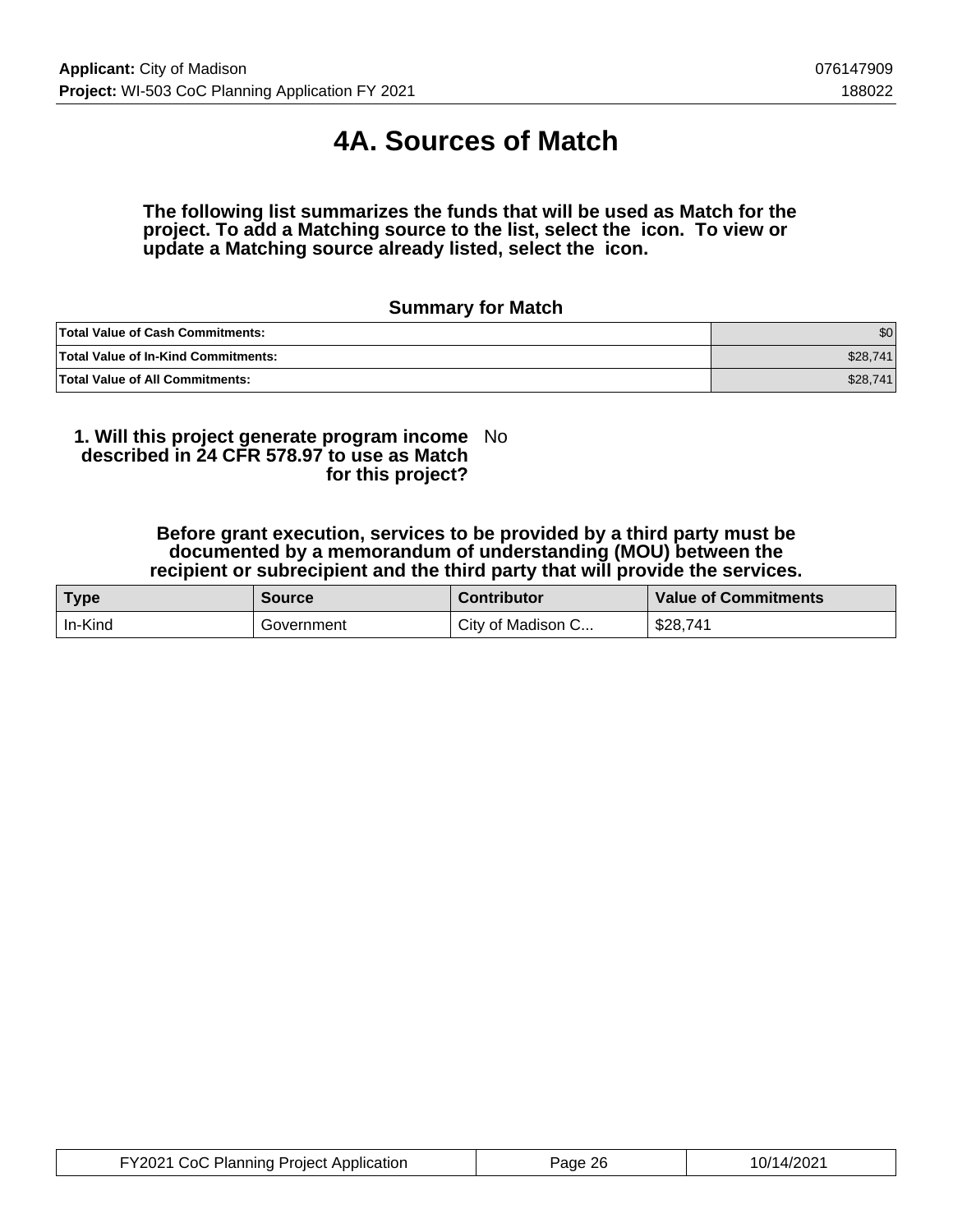# 4A. Sources of Match

**The following list summarizes the funds that will be used as Match for the project. To add a Matching source to the list, select the  icon.  To view or update a Matching source already listed, select the  icon.**

### Summary for Match

| | |
|---|---|
| **Total Value of Cash Commitments:** | $0 |
| **Total Value of In-Kind Commitments:** | $28,741 |
| **Total Value of All Commitments:** | $28,741 |

**1. Will this project generate program income described in 24 CFR 578.97 to use as Match for this project?** No

**Before grant execution, services to be provided by a third party must be documented by a memorandum of understanding (MOU) between the recipient or subrecipient and the third party that will provide the services.**

| Type | Source | Contributor | Value of Commitments |
|---|---|---|---|
| In-Kind | Government | City of Madison C... | $28,741 |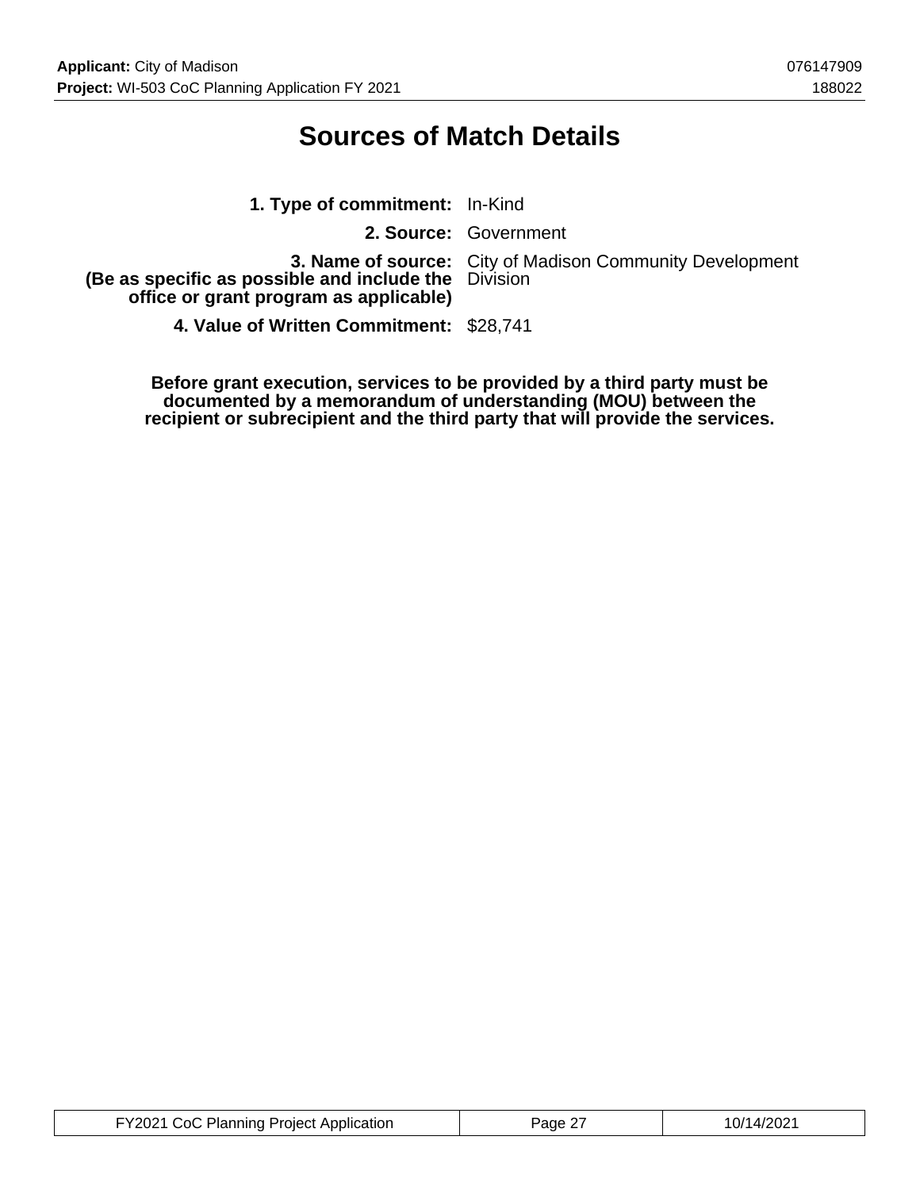# Sources of Match Details

**1. Type of commitment:** In-Kind

**2. Source:** Government

**3. Name of source:** City of Madison Community Development Division
**(Be as specific as possible and include the office or grant program as applicable)**

**4. Value of Written Commitment:** $28,741

**Before grant execution, services to be provided by a third party must be documented by a memorandum of understanding (MOU) between the recipient or subrecipient and the third party that will provide the services.**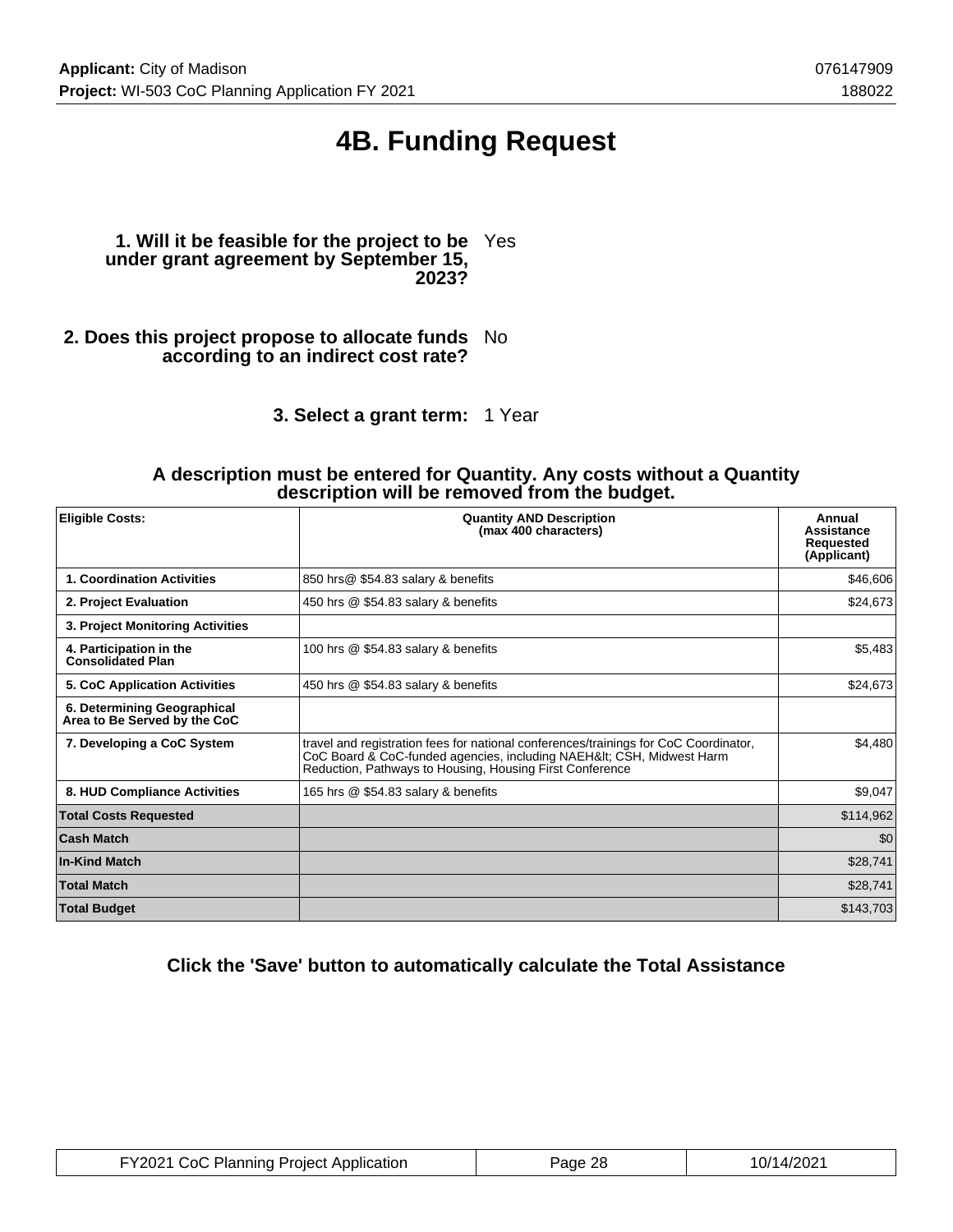# 4B. Funding Request

**1. Will it be feasible for the project to be under grant agreement by September 15, 2023?** Yes

**2. Does this project propose to allocate funds according to an indirect cost rate?** No

**3. Select a grant term:** 1 Year

**A description must be entered for Quantity. Any costs without a Quantity description will be removed from the budget.**

| Eligible Costs: | Quantity AND Description (max 400 characters) | Annual Assistance Requested (Applicant) |
|---|---|---|
| 1. Coordination Activities | 850 hrs@ $54.83 salary & benefits | $46,606 |
| 2. Project Evaluation | 450 hrs @ $54.83 salary & benefits | $24,673 |
| 3. Project Monitoring Activities | | |
| 4. Participation in the Consolidated Plan | 100 hrs @ $54.83 salary & benefits | $5,483 |
| 5. CoC Application Activities | 450 hrs @ $54.83 salary & benefits | $24,673 |
| 6. Determining Geographical Area to Be Served by the CoC | | |
| 7. Developing a CoC System | travel and registration fees for national conferences/trainings for CoC Coordinator, CoC Board & CoC-funded agencies, including NAEH&lt; CSH, Midwest Harm Reduction, Pathways to Housing, Housing First Conference | $4,480 |
| 8. HUD Compliance Activities | 165 hrs @ $54.83 salary & benefits | $9,047 |
| **Total Costs Requested** | | $114,962 |
| **Cash Match** | | $0 |
| **In-Kind Match** | | $28,741 |
| **Total Match** | | $28,741 |
| **Total Budget** | | $143,703 |

**Click the 'Save' button to automatically calculate the Total Assistance**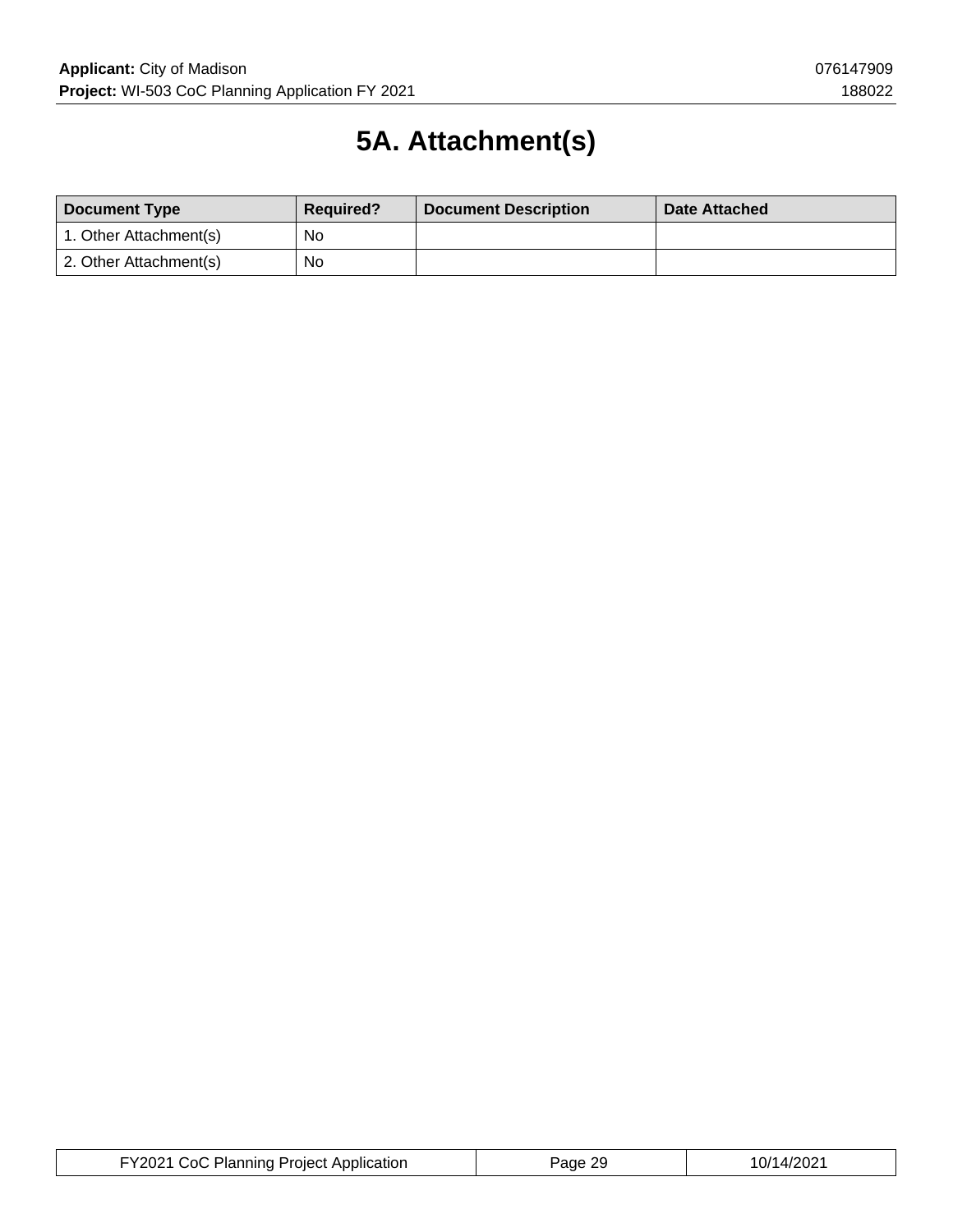# 5A. Attachment(s)

| Document Type | Required? | Document Description | Date Attached |
|---|---|---|---|
| 1. Other Attachment(s) | No | | |
| 2. Other Attachment(s) | No | | |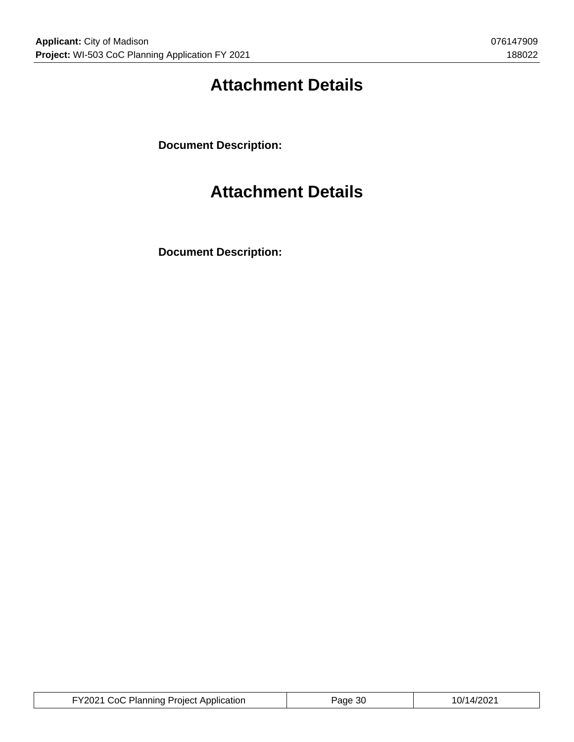# Attachment Details

**Document Description:**

# Attachment Details

**Document Description:**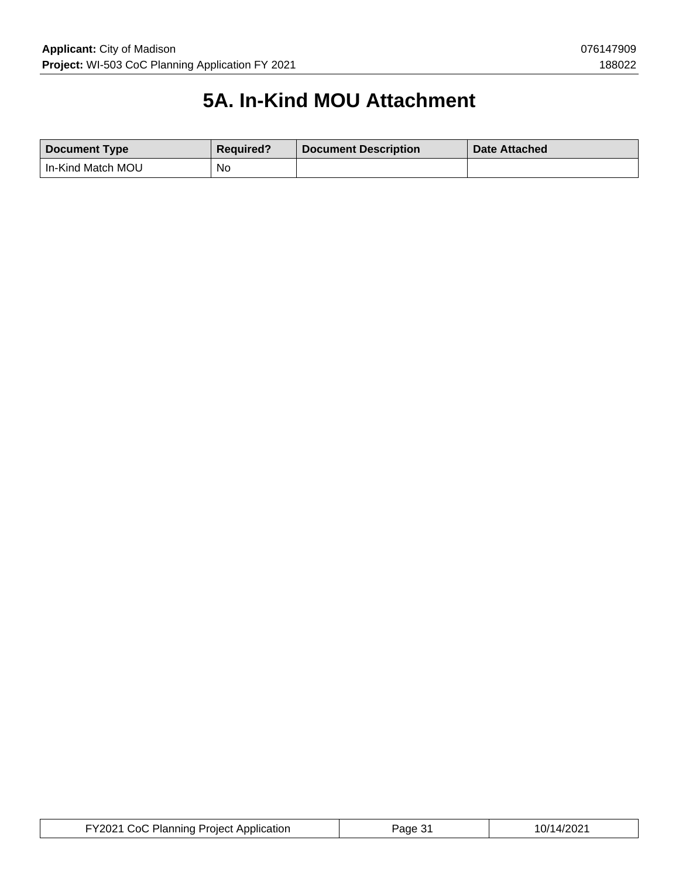# 5A. In-Kind MOU Attachment

| Document Type | Required? | Document Description | Date Attached |
| --- | --- | --- | --- |
| In-Kind Match MOU | No | | |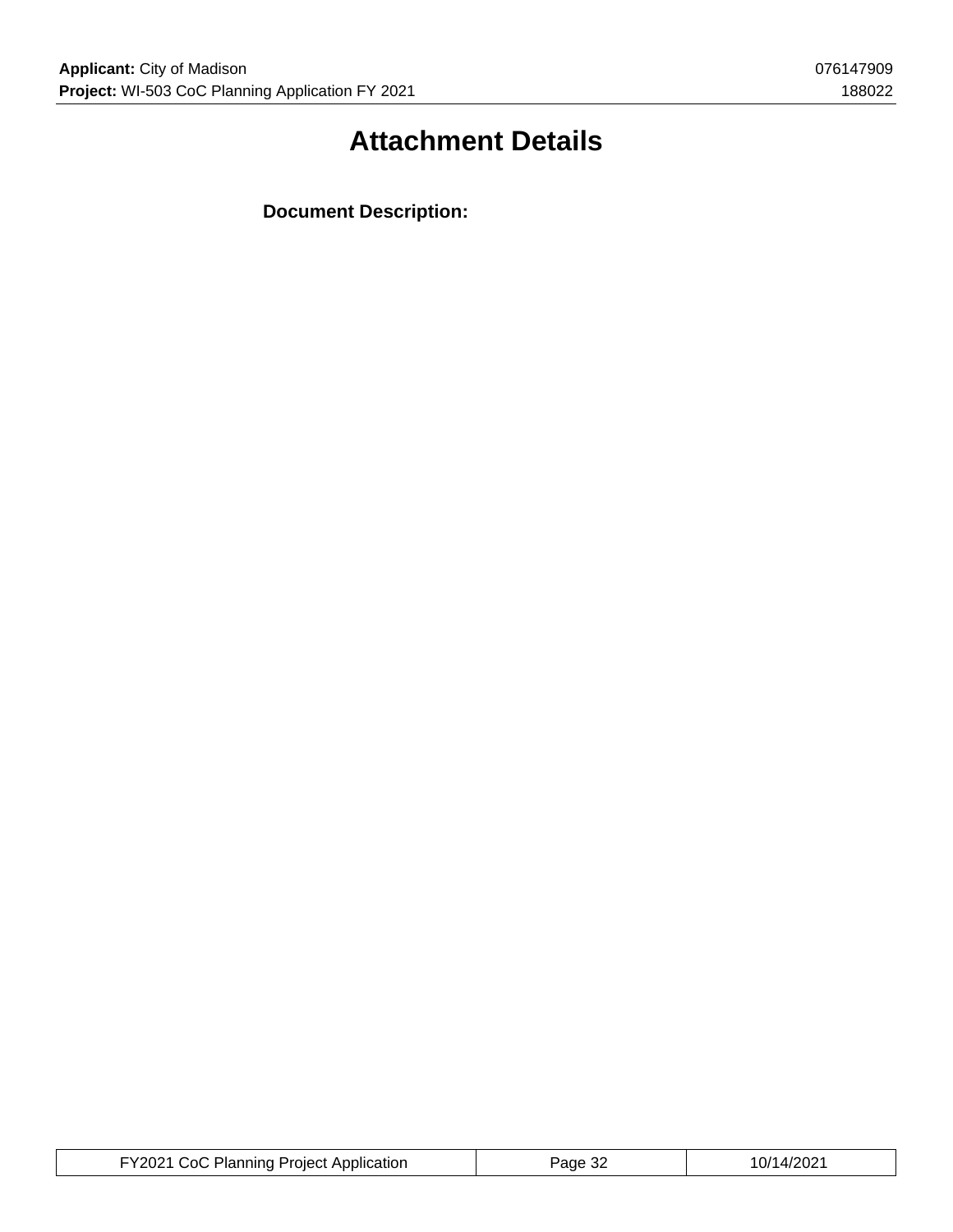# Attachment Details

**Document Description:**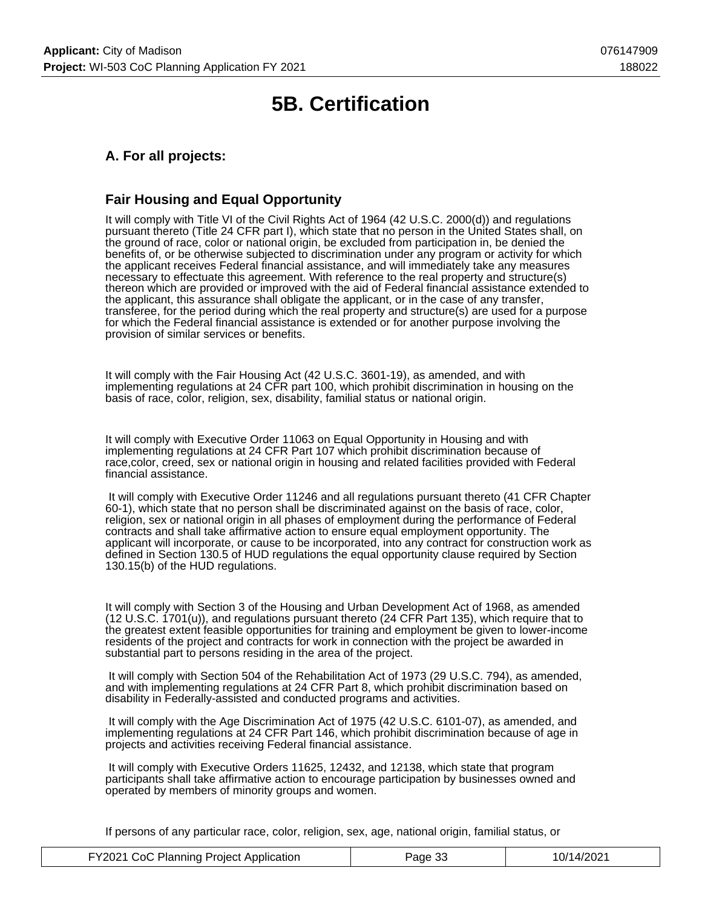# 5B. Certification

## A. For all projects:

## Fair Housing and Equal Opportunity

It will comply with Title VI of the Civil Rights Act of 1964 (42 U.S.C. 2000(d)) and regulations pursuant thereto (Title 24 CFR part I), which state that no person in the United States shall, on the ground of race, color or national origin, be excluded from participation in, be denied the benefits of, or be otherwise subjected to discrimination under any program or activity for which the applicant receives Federal financial assistance, and will immediately take any measures necessary to effectuate this agreement. With reference to the real property and structure(s) thereon which are provided or improved with the aid of Federal financial assistance extended to the applicant, this assurance shall obligate the applicant, or in the case of any transfer, transferee, for the period during which the real property and structure(s) are used for a purpose for which the Federal financial assistance is extended or for another purpose involving the provision of similar services or benefits.

It will comply with the Fair Housing Act (42 U.S.C. 3601-19), as amended, and with implementing regulations at 24 CFR part 100, which prohibit discrimination in housing on the basis of race, color, religion, sex, disability, familial status or national origin.

It will comply with Executive Order 11063 on Equal Opportunity in Housing and with implementing regulations at 24 CFR Part 107 which prohibit discrimination because of race,color, creed, sex or national origin in housing and related facilities provided with Federal financial assistance.

It will comply with Executive Order 11246 and all regulations pursuant thereto (41 CFR Chapter 60-1), which state that no person shall be discriminated against on the basis of race, color, religion, sex or national origin in all phases of employment during the performance of Federal contracts and shall take affirmative action to ensure equal employment opportunity. The applicant will incorporate, or cause to be incorporated, into any contract for construction work as defined in Section 130.5 of HUD regulations the equal opportunity clause required by Section 130.15(b) of the HUD regulations.

It will comply with Section 3 of the Housing and Urban Development Act of 1968, as amended (12 U.S.C. 1701(u)), and regulations pursuant thereto (24 CFR Part 135), which require that to the greatest extent feasible opportunities for training and employment be given to lower-income residents of the project and contracts for work in connection with the project be awarded in substantial part to persons residing in the area of the project.

It will comply with Section 504 of the Rehabilitation Act of 1973 (29 U.S.C. 794), as amended, and with implementing regulations at 24 CFR Part 8, which prohibit discrimination based on disability in Federally-assisted and conducted programs and activities.

It will comply with the Age Discrimination Act of 1975 (42 U.S.C. 6101-07), as amended, and implementing regulations at 24 CFR Part 146, which prohibit discrimination because of age in projects and activities receiving Federal financial assistance.

It will comply with Executive Orders 11625, 12432, and 12138, which state that program participants shall take affirmative action to encourage participation by businesses owned and operated by members of minority groups and women.

If persons of any particular race, color, religion, sex, age, national origin, familial status, or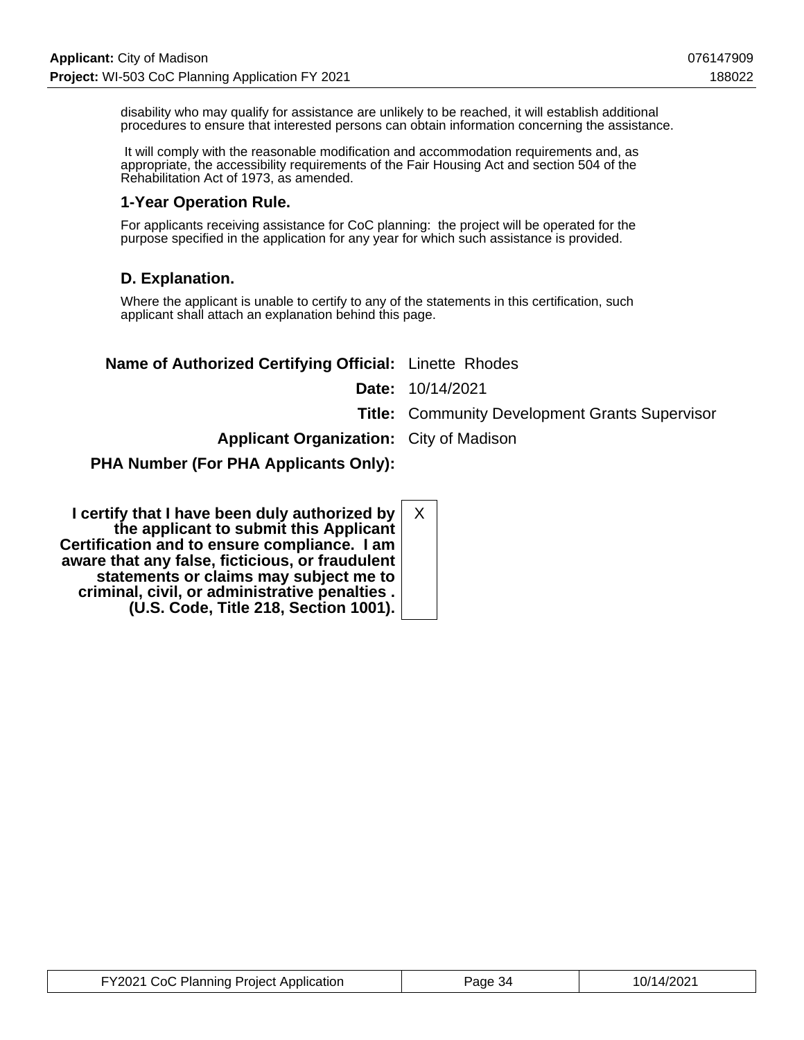disability who may qualify for assistance are unlikely to be reached, it will establish additional procedures to ensure that interested persons can obtain information concerning the assistance.

It will comply with the reasonable modification and accommodation requirements and, as appropriate, the accessibility requirements of the Fair Housing Act and section 504 of the Rehabilitation Act of 1973, as amended.

### 1-Year Operation Rule.

For applicants receiving assistance for CoC planning: the project will be operated for the purpose specified in the application for any year for which such assistance is provided.

### D. Explanation.

Where the applicant is unable to certify to any of the statements in this certification, such applicant shall attach an explanation behind this page.

| | |
|---|---|
| **Name of Authorized Certifying Official:** | Linette Rhodes |
| **Date:** | 10/14/2021 |
| **Title:** | Community Development Grants Supervisor |
| **Applicant Organization:** | City of Madison |
| **PHA Number (For PHA Applicants Only):** | |

| | |
|---|---|
| **I certify that I have been duly authorized by the applicant to submit this Applicant Certification and to ensure compliance. I am aware that any false, ficticious, or fraudulent statements or claims may subject me to criminal, civil, or administrative penalties . (U.S. Code, Title 218, Section 1001).** | X |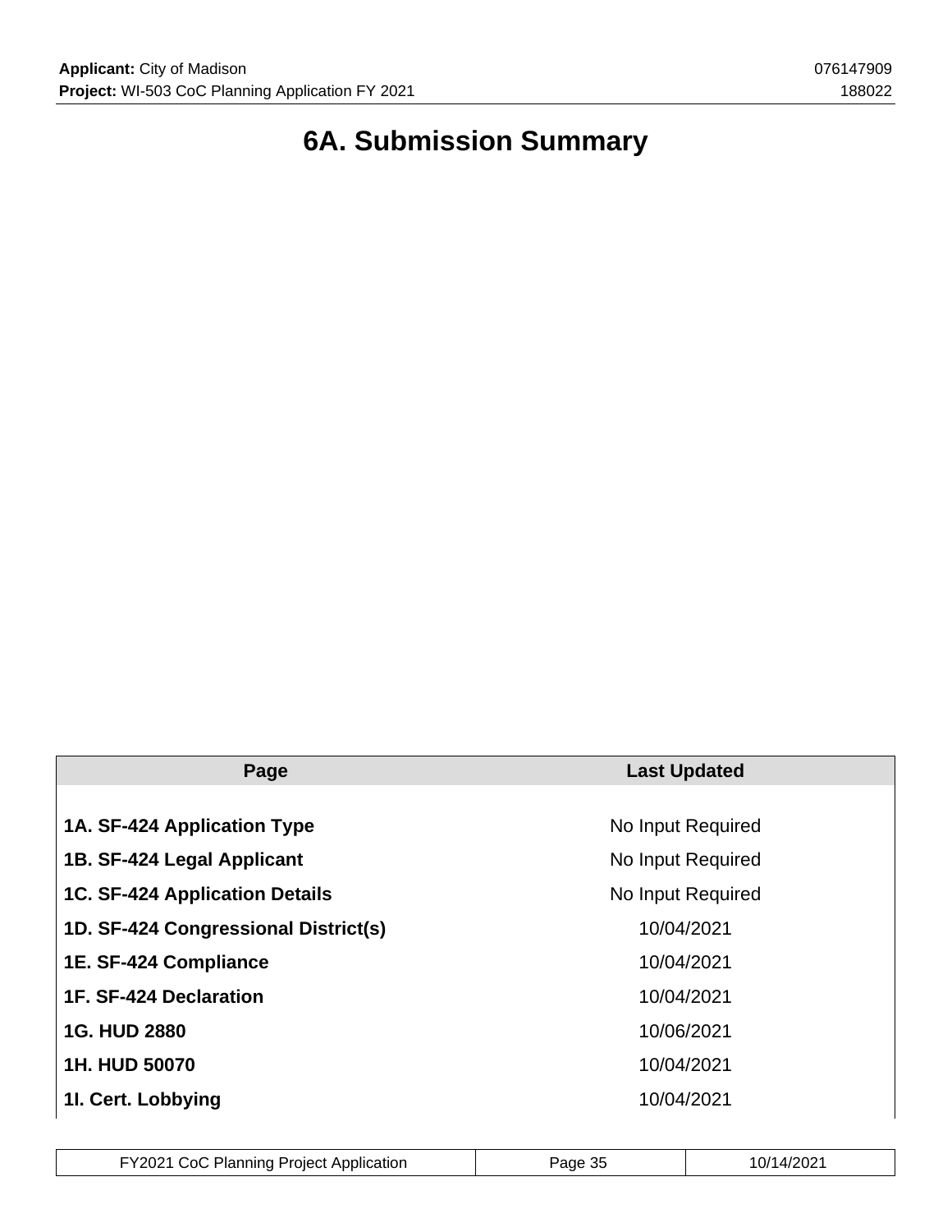# 6A. Submission Summary

| Page | Last Updated |
|---|---|
| **1A. SF-424 Application Type** | No Input Required |
| **1B. SF-424 Legal Applicant** | No Input Required |
| **1C. SF-424 Application Details** | No Input Required |
| **1D. SF-424 Congressional District(s)** | 10/04/2021 |
| **1E. SF-424 Compliance** | 10/04/2021 |
| **1F. SF-424 Declaration** | 10/04/2021 |
| **1G. HUD 2880** | 10/06/2021 |
| **1H. HUD 50070** | 10/04/2021 |
| **1I. Cert. Lobbying** | 10/04/2021 |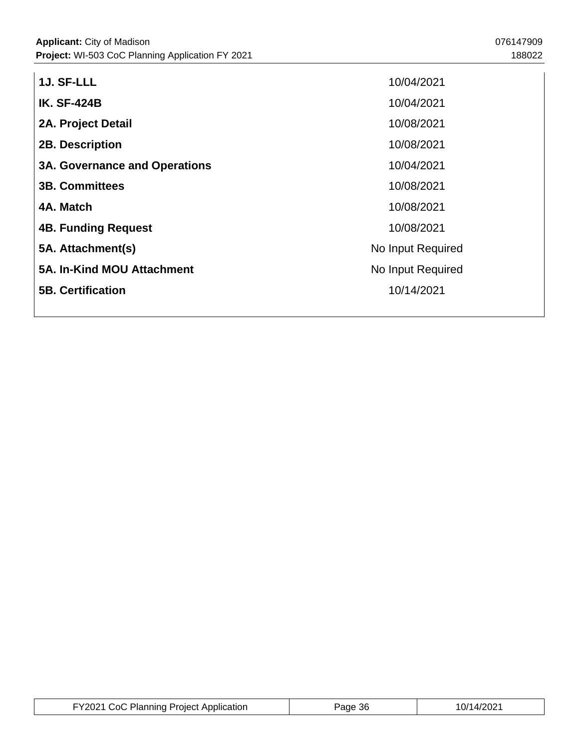| | |
|---|---|
| **1J. SF-LLL** | 10/04/2021 |
| **IK. SF-424B** | 10/04/2021 |
| **2A. Project Detail** | 10/08/2021 |
| **2B. Description** | 10/08/2021 |
| **3A. Governance and Operations** | 10/04/2021 |
| **3B. Committees** | 10/08/2021 |
| **4A. Match** | 10/08/2021 |
| **4B. Funding Request** | 10/08/2021 |
| **5A. Attachment(s)** | No Input Required |
| **5A. In-Kind MOU Attachment** | No Input Required |
| **5B. Certification** | 10/14/2021 |